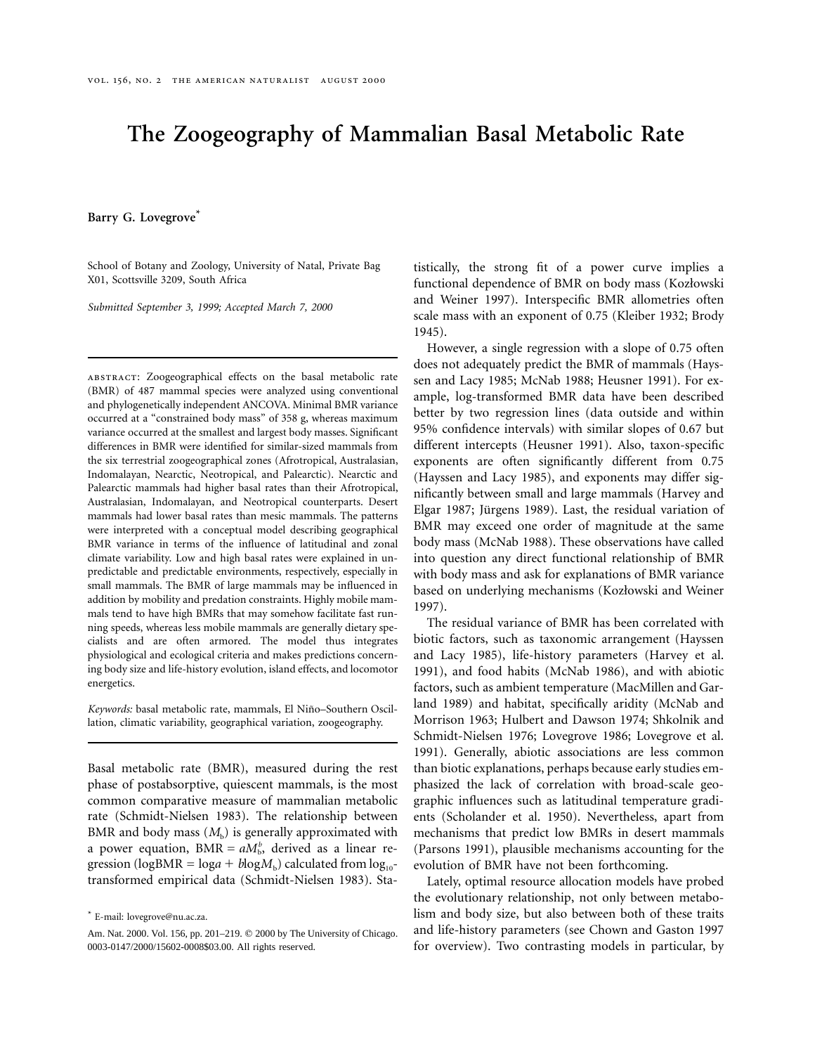# The Zoogeography of Mammalian Basal Metabolic Rate

**Barry G. Lovegrove**[*]

School of Botany and Zoology, University of Natal, Private Bag X01, Scottsville 3209, South Africa

*Submitted September 3, 1999; Accepted March 7, 2000*

---

ABSTRACT: Zoogeographical effects on the basal metabolic rate (BMR) of 487 mammal species were analyzed using conventional and phylogenetically independent ANCOVA. Minimal BMR variance occurred at a "constrained body mass" of 358 g, whereas maximum variance occurred at the smallest and largest body masses. Significant differences in BMR were identified for similar-sized mammals from the six terrestrial zoogeographical zones (Afrotropical, Australasian, Indomalayan, Nearctic, Neotropical, and Palearctic). Nearctic and Palearctic mammals had higher basal rates than their Afrotropical, Australasian, Indomalayan, and Neotropical counterparts. Desert mammals had lower basal rates than mesic mammals. The patterns were interpreted with a conceptual model describing geographical BMR variance in terms of the influence of latitudinal and zonal climate variability. Low and high basal rates were explained in unpredictable and predictable environments, respectively, especially in small mammals. The BMR of large mammals may be influenced in addition by mobility and predation constraints. Highly mobile mammals tend to have high BMRs that may somehow facilitate fast running speeds, whereas less mobile mammals are generally dietary specialists and are often armored. The model thus integrates physiological and ecological criteria and makes predictions concerning body size and life-history evolution, island effects, and locomotor energetics.

*Keywords:* basal metabolic rate, mammals, El Niño–Southern Oscillation, climatic variability, geographical variation, zoogeography.

---

Basal metabolic rate (BMR), measured during the rest phase of postabsorptive, quiescent mammals, is the most common comparative measure of mammalian metabolic rate (Schmidt-Nielsen 1983). The relationship between BMR and body mass ($M_b$) is generally approximated with a power equation, $BMR = aM_b^b$, derived as a linear regression ($\log BMR = \log a + b \log M_b$) calculated from $\log_{10}$-transformed empirical data (Schmidt-Nielsen 1983). Statistically, the strong fit of a power curve implies a functional dependence of BMR on body mass (Kozłowski and Weiner 1997). Interspecific BMR allometries often scale mass with an exponent of 0.75 (Kleiber 1932; Brody 1945).

However, a single regression with a slope of 0.75 often does not adequately predict the BMR of mammals (Hayssen and Lacy 1985; McNab 1988; Heusner 1991). For example, log-transformed BMR data have been described better by two regression lines (data outside and within 95% confidence intervals) with similar slopes of 0.67 but different intercepts (Heusner 1991). Also, taxon-specific exponents are often significantly different from 0.75 (Hayssen and Lacy 1985), and exponents may differ significantly between small and large mammals (Harvey and Elgar 1987; Jürgens 1989). Last, the residual variation of BMR may exceed one order of magnitude at the same body mass (McNab 1988). These observations have called into question any direct functional relationship of BMR with body mass and ask for explanations of BMR variance based on underlying mechanisms (Kozłowski and Weiner 1997).

The residual variance of BMR has been correlated with biotic factors, such as taxonomic arrangement (Hayssen and Lacy 1985), life-history parameters (Harvey et al. 1991), and food habits (McNab 1986), and with abiotic factors, such as ambient temperature (MacMillen and Garland 1989) and habitat, specifically aridity (McNab and Morrison 1963; Hulbert and Dawson 1974; Shkolnik and Schmidt-Nielsen 1976; Lovegrove 1986; Lovegrove et al. 1991). Generally, abiotic associations are less common than biotic explanations, perhaps because early studies emphasized the lack of correlation with broad-scale geographic influences such as latitudinal temperature gradients (Scholander et al. 1950). Nevertheless, apart from mechanisms that predict low BMRs in desert mammals (Parsons 1991), plausible mechanisms accounting for the evolution of BMR have not been forthcoming.

Lately, optimal resource allocation models have probed the evolutionary relationship, not only between metabolism and body size, but also between both of these traits and life-history parameters (see Chown and Gaston 1997 for overview). Two contrasting models in particular, by

---

[*] E-mail: lovegrove@nu.ac.za.

Am. Nat. 2000. Vol. 156, pp. 201–219. © 2000 by The University of Chicago. 0003-0147/2000/15602-0008$03.00. All rights reserved.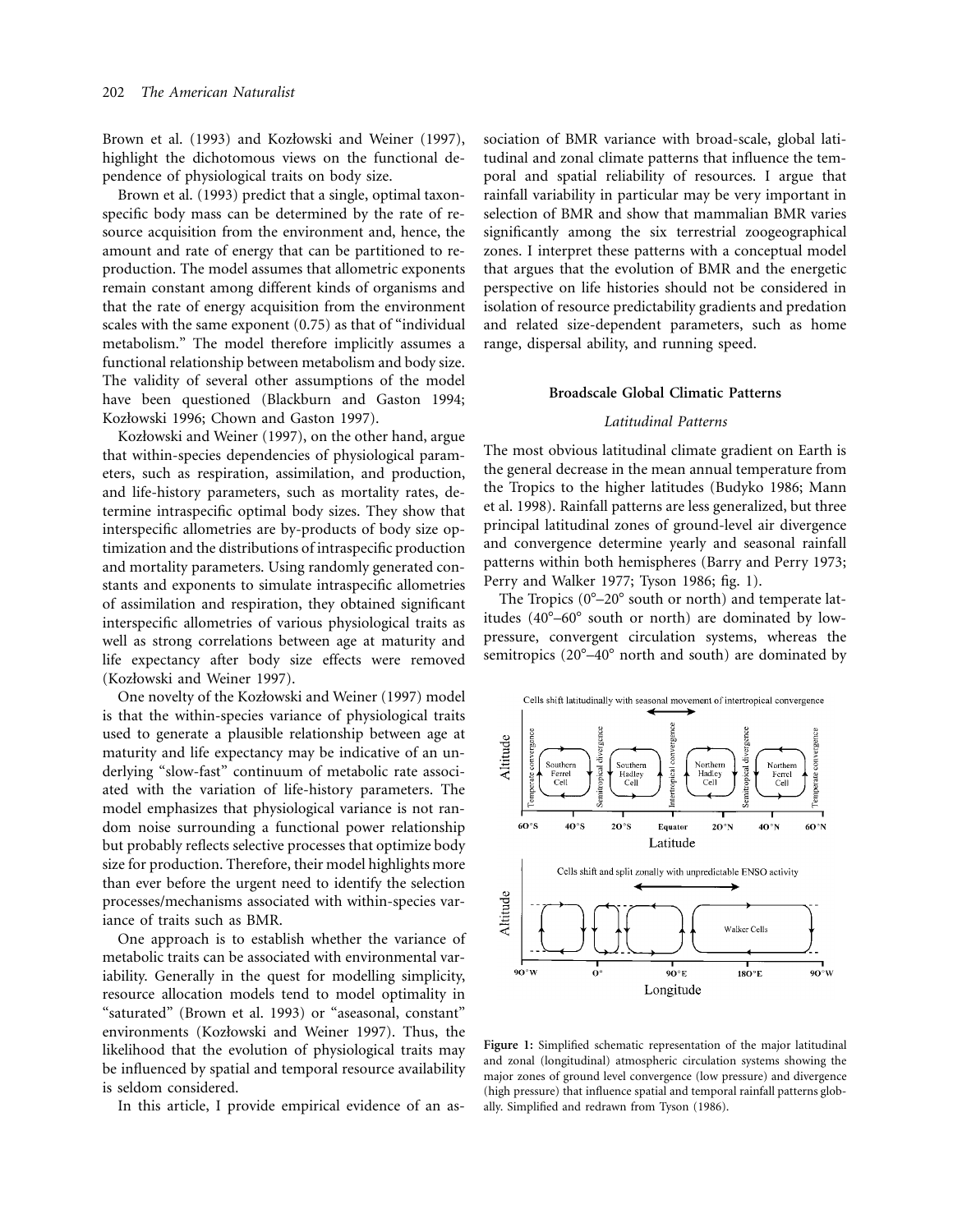Brown et al. (1993) and Kozłowski and Weiner (1997), highlight the dichotomous views on the functional dependence of physiological traits on body size.

Brown et al. (1993) predict that a single, optimal taxon-specific body mass can be determined by the rate of resource acquisition from the environment and, hence, the amount and rate of energy that can be partitioned to reproduction. The model assumes that allometric exponents remain constant among different kinds of organisms and that the rate of energy acquisition from the environment scales with the same exponent (0.75) as that of "individual metabolism." The model therefore implicitly assumes a functional relationship between metabolism and body size. The validity of several other assumptions of the model have been questioned (Blackburn and Gaston 1994; Kozłowski 1996; Chown and Gaston 1997).

Kozłowski and Weiner (1997), on the other hand, argue that within-species dependencies of physiological parameters, such as respiration, assimilation, and production, and life-history parameters, such as mortality rates, determine intraspecific optimal body sizes. They show that interspecific allometries are by-products of body size optimization and the distributions of intraspecific production and mortality parameters. Using randomly generated constants and exponents to simulate intraspecific allometries of assimilation and respiration, they obtained significant interspecific allometries of various physiological traits as well as strong correlations between age at maturity and life expectancy after body size effects were removed (Kozłowski and Weiner 1997).

One novelty of the Kozłowski and Weiner (1997) model is that the within-species variance of physiological traits used to generate a plausible relationship between age at maturity and life expectancy may be indicative of an underlying "slow-fast" continuum of metabolic rate associated with the variation of life-history parameters. The model emphasizes that physiological variance is not random noise surrounding a functional power relationship but probably reflects selective processes that optimize body size for production. Therefore, their model highlights more than ever before the urgent need to identify the selection processes/mechanisms associated with within-species variance of traits such as BMR.

One approach is to establish whether the variance of metabolic traits can be associated with environmental variability. Generally in the quest for modelling simplicity, resource allocation models tend to model optimality in "saturated" (Brown et al. 1993) or "aseasonal, constant" environments (Kozłowski and Weiner 1997). Thus, the likelihood that the evolution of physiological traits may be influenced by spatial and temporal resource availability is seldom considered.

In this article, I provide empirical evidence of an association of BMR variance with broad-scale, global latitudinal and zonal climate patterns that influence the temporal and spatial reliability of resources. I argue that rainfall variability in particular may be very important in selection of BMR and show that mammalian BMR varies significantly among the six terrestrial zoogeographical zones. I interpret these patterns with a conceptual model that argues that the evolution of BMR and the energetic perspective on life histories should not be considered in isolation of resource predictability gradients and predation and related size-dependent parameters, such as home range, dispersal ability, and running speed.

## Broadscale Global Climatic Patterns

### *Latitudinal Patterns*

The most obvious latitudinal climate gradient on Earth is the general decrease in the mean annual temperature from the Tropics to the higher latitudes (Budyko 1986; Mann et al. 1998). Rainfall patterns are less generalized, but three principal latitudinal zones of ground-level air divergence and convergence determine yearly and seasonal rainfall patterns within both hemispheres (Barry and Perry 1973; Perry and Walker 1977; Tyson 1986; fig. 1).

The Tropics (0°–20° south or north) and temperate latitudes (40°–60° south or north) are dominated by low-pressure, convergent circulation systems, whereas the semitropics (20°–40° north and south) are dominated by

**Figure 1:** Simplified schematic representation of the major latitudinal and zonal (longitudinal) atmospheric circulation systems showing the major zones of ground level convergence (low pressure) and divergence (high pressure) that influence spatial and temporal rainfall patterns globally. Simplified and redrawn from Tyson (1986).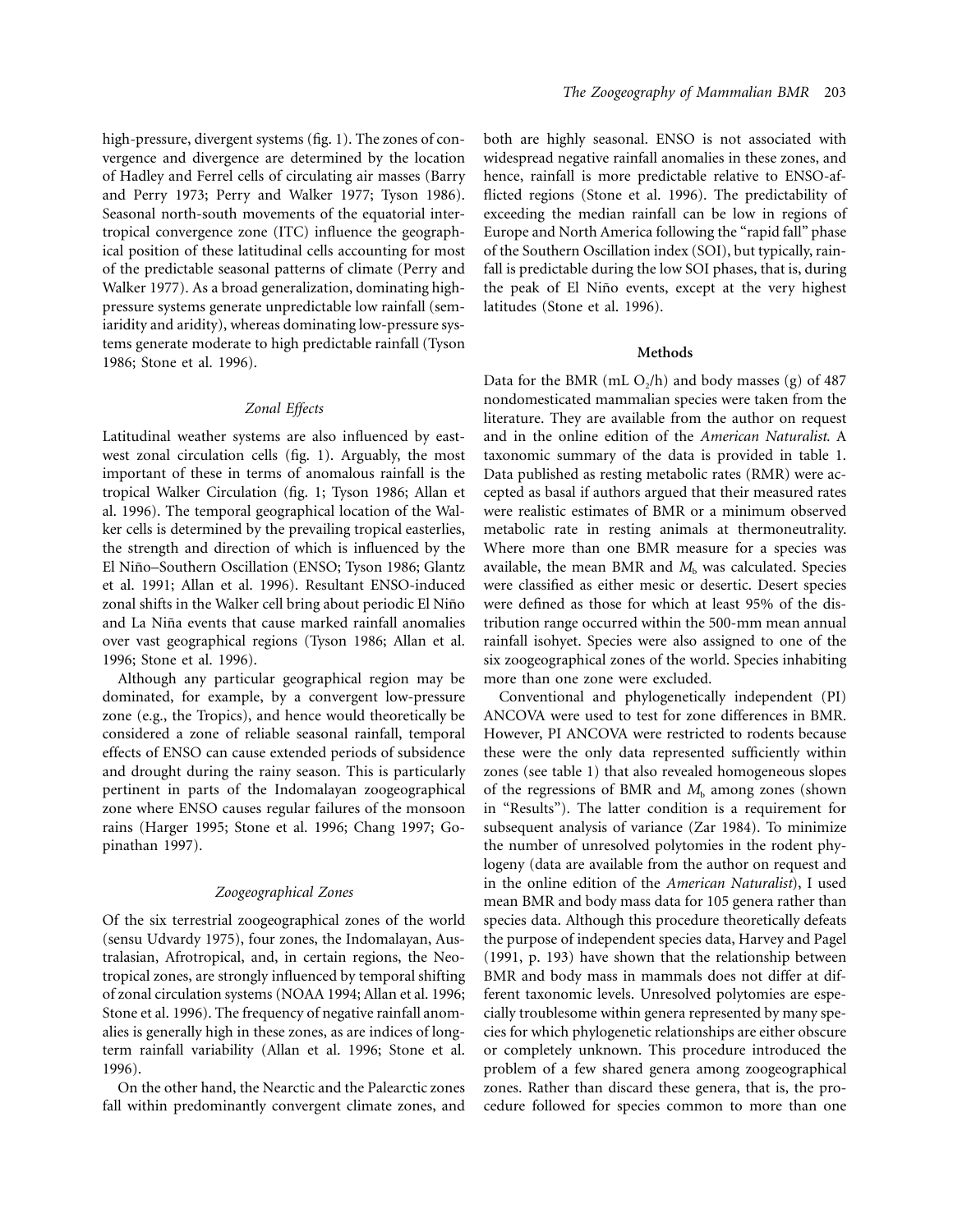high-pressure, divergent systems (fig. 1). The zones of convergence and divergence are determined by the location of Hadley and Ferrel cells of circulating air masses (Barry and Perry 1973; Perry and Walker 1977; Tyson 1986). Seasonal north-south movements of the equatorial intertropical convergence zone (ITC) influence the geographical position of these latitudinal cells accounting for most of the predictable seasonal patterns of climate (Perry and Walker 1977). As a broad generalization, dominating high-pressure systems generate unpredictable low rainfall (semiaridity and aridity), whereas dominating low-pressure systems generate moderate to high predictable rainfall (Tyson 1986; Stone et al. 1996).

### *Zonal Effects*

Latitudinal weather systems are also influenced by east-west zonal circulation cells (fig. 1). Arguably, the most important of these in terms of anomalous rainfall is the tropical Walker Circulation (fig. 1; Tyson 1986; Allan et al. 1996). The temporal geographical location of the Walker cells is determined by the prevailing tropical easterlies, the strength and direction of which is influenced by the El Niño–Southern Oscillation (ENSO; Tyson 1986; Glantz et al. 1991; Allan et al. 1996). Resultant ENSO-induced zonal shifts in the Walker cell bring about periodic El Niño and La Niña events that cause marked rainfall anomalies over vast geographical regions (Tyson 1986; Allan et al. 1996; Stone et al. 1996).

Although any particular geographical region may be dominated, for example, by a convergent low-pressure zone (e.g., the Tropics), and hence would theoretically be considered a zone of reliable seasonal rainfall, temporal effects of ENSO can cause extended periods of subsidence and drought during the rainy season. This is particularly pertinent in parts of the Indomalayan zoogeographical zone where ENSO causes regular failures of the monsoon rains (Harger 1995; Stone et al. 1996; Chang 1997; Gopinathan 1997).

### *Zoogeographical Zones*

Of the six terrestrial zoogeographical zones of the world (sensu Udvardy 1975), four zones, the Indomalayan, Australasian, Afrotropical, and, in certain regions, the Neotropical zones, are strongly influenced by temporal shifting of zonal circulation systems (NOAA 1994; Allan et al. 1996; Stone et al. 1996). The frequency of negative rainfall anomalies is generally high in these zones, as are indices of long-term rainfall variability (Allan et al. 1996; Stone et al. 1996).

On the other hand, the Nearctic and the Palearctic zones fall within predominantly convergent climate zones, and both are highly seasonal. ENSO is not associated with widespread negative rainfall anomalies in these zones, and hence, rainfall is more predictable relative to ENSO-afflicted regions (Stone et al. 1996). The predictability of exceeding the median rainfall can be low in regions of Europe and North America following the "rapid fall" phase of the Southern Oscillation index (SOI), but typically, rainfall is predictable during the low SOI phases, that is, during the peak of El Niño events, except at the very highest latitudes (Stone et al. 1996).

## Methods

Data for the BMR (mL $O_2$/h) and body masses (g) of 487 nondomesticated mammalian species were taken from the literature. They are available from the author on request and in the online edition of the *American Naturalist*. A taxonomic summary of the data is provided in table 1. Data published as resting metabolic rates (RMR) were accepted as basal if authors argued that their measured rates were realistic estimates of BMR or a minimum observed metabolic rate in resting animals at thermoneutrality. Where more than one BMR measure for a species was available, the mean BMR and $M_b$ was calculated. Species were classified as either mesic or desertic. Desert species were defined as those for which at least 95% of the distribution range occurred within the 500-mm mean annual rainfall isohyet. Species were also assigned to one of the six zoogeographical zones of the world. Species inhabiting more than one zone were excluded.

Conventional and phylogenetically independent (PI) ANCOVA were used to test for zone differences in BMR. However, PI ANCOVA were restricted to rodents because these were the only data represented sufficiently within zones (see table 1) that also revealed homogeneous slopes of the regressions of BMR and $M_b$ among zones (shown in "Results"). The latter condition is a requirement for subsequent analysis of variance (Zar 1984). To minimize the number of unresolved polytomies in the rodent phylogeny (data are available from the author on request and in the online edition of the *American Naturalist*), I used mean BMR and body mass data for 105 genera rather than species data. Although this procedure theoretically defeats the purpose of independent species data, Harvey and Pagel (1991, p. 193) have shown that the relationship between BMR and body mass in mammals does not differ at different taxonomic levels. Unresolved polytomies are especially troublesome within genera represented by many species for which phylogenetic relationships are either obscure or completely unknown. This procedure introduced the problem of a few shared genera among zoogeographical zones. Rather than discard these genera, that is, the procedure followed for species common to more than one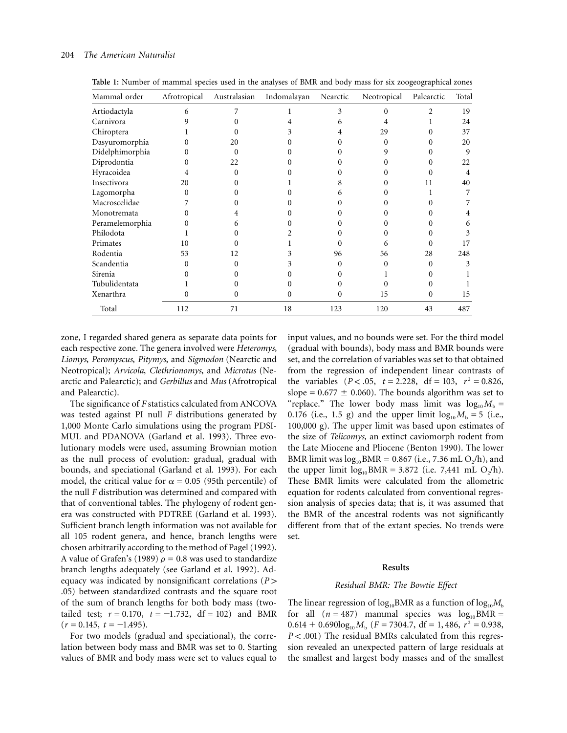**Table 1:** Number of mammal species used in the analyses of BMR and body mass for six zoogeographical zones

| Mammal order | Afrotropical | Australasian | Indomalayan | Nearctic | Neotropical | Palearctic | Total |
|---|---|---|---|---|---|---|---|
| Artiodactyla | 6 | 7 | 1 | 3 | 0 | 2 | 19 |
| Carnivora | 9 | 0 | 4 | 6 | 4 | 1 | 24 |
| Chiroptera | 1 | 0 | 3 | 4 | 29 | 0 | 37 |
| Dasyuromorphia | 0 | 20 | 0 | 0 | 0 | 0 | 20 |
| Didelphimorphia | 0 | 0 | 0 | 0 | 9 | 0 | 9 |
| Diprodontia | 0 | 22 | 0 | 0 | 0 | 0 | 22 |
| Hyracoidea | 4 | 0 | 0 | 0 | 0 | 0 | 4 |
| Insectivora | 20 | 0 | 1 | 8 | 0 | 11 | 40 |
| Lagomorpha | 0 | 0 | 0 | 6 | 0 | 1 | 7 |
| Macroscelidae | 7 | 0 | 0 | 0 | 0 | 0 | 7 |
| Monotremata | 0 | 4 | 0 | 0 | 0 | 0 | 4 |
| Peramelemorphia | 0 | 6 | 0 | 0 | 0 | 0 | 6 |
| Philodota | 1 | 0 | 2 | 0 | 0 | 0 | 3 |
| Primates | 10 | 0 | 1 | 0 | 6 | 0 | 17 |
| Rodentia | 53 | 12 | 3 | 96 | 56 | 28 | 248 |
| Scandentia | 0 | 0 | 3 | 0 | 0 | 0 | 3 |
| Sirenia | 0 | 0 | 0 | 0 | 1 | 0 | 1 |
| Tubulidentata | 1 | 0 | 0 | 0 | 0 | 0 | 1 |
| Xenarthra | 0 | 0 | 0 | 0 | 15 | 0 | 15 |
| Total | 112 | 71 | 18 | 123 | 120 | 43 | 487 |

zone, I regarded shared genera as separate data points for each respective zone. The genera involved were *Heteromys*, *Liomys*, *Peromyscus*, *Pitymys*, and *Sigmodon* (Nearctic and Neotropical); *Arvicola*, *Clethrionomys*, and *Microtus* (Nearctic and Palearctic); and *Gerbillus* and *Mus* (Afrotropical and Palearctic).

The significance of *F* statistics calculated from ANCOVA was tested against PI null *F* distributions generated by 1,000 Monte Carlo simulations using the program PDSIMUL and PDANOVA (Garland et al. 1993). Three evolutionary models were used, assuming Brownian motion as the null process of evolution: gradual, gradual with bounds, and speciational (Garland et al. 1993). For each model, the critical value for $\alpha = 0.05$ (95th percentile) of the null *F* distribution was determined and compared with that of conventional tables. The phylogeny of rodent genera was constructed with PDTREE (Garland et al. 1993). Sufficient branch length information was not available for all 105 rodent genera, and hence, branch lengths were chosen arbitrarily according to the method of Pagel (1992). A value of Grafen's (1989) $\rho = 0.8$ was used to standardize branch lengths adequately (see Garland et al. 1992). Adequacy was indicated by nonsignificant correlations ($P > .05$) between standardized contrasts and the square root of the sum of branch lengths for both body mass (two-tailed test; $r = 0.170$, $t = -1.732$, $\mathrm{df} = 102$) and BMR ($r = 0.145$, $t = -1.495$).

For two models (gradual and speciational), the correlation between body mass and BMR was set to 0. Starting values of BMR and body mass were set to values equal to input values, and no bounds were set. For the third model (gradual with bounds), body mass and BMR bounds were set, and the correlation of variables was set to that obtained from the regression of independent linear contrasts of the variables ($P < .05$, $t = 2.228$, $\mathrm{df} = 103$, $r^2 = 0.826$, slope $= 0.677 \pm 0.060$). The bounds algorithm was set to "replace." The lower body mass limit was $\log_{10} M_b = 0.176$ (i.e., 1.5 g) and the upper limit $\log_{10} M_b = 5$ (i.e., 100,000 g). The upper limit was based upon estimates of the size of *Telicomys*, an extinct caviomorph rodent from the Late Miocene and Pliocene (Benton 1990). The lower BMR limit was $\log_{10}\mathrm{BMR} = 0.867$ (i.e., 7.36 mL $O_2$/h), and the upper limit $\log_{10}\mathrm{BMR} = 3.872$ (i.e. 7,441 mL $O_2$/h). These BMR limits were calculated from the allometric equation for rodents calculated from conventional regression analysis of species data; that is, it was assumed that the BMR of the ancestral rodents was not significantly different from that of the extant species. No trends were set.

## Results

### *Residual BMR: The Bowtie Effect*

The linear regression of $\log_{10}\mathrm{BMR}$ as a function of $\log_{10} M_b$ for all ($n = 487$) mammal species was $\log_{10}\mathrm{BMR} = 0.614 + 0.690\log_{10} M_b$ ($F = 7304.7$, $\mathrm{df} = 1, 486$, $r^2 = 0.938$, $P < .001$) The residual BMRs calculated from this regression revealed an unexpected pattern of large residuals at the smallest and largest body masses and of the smallest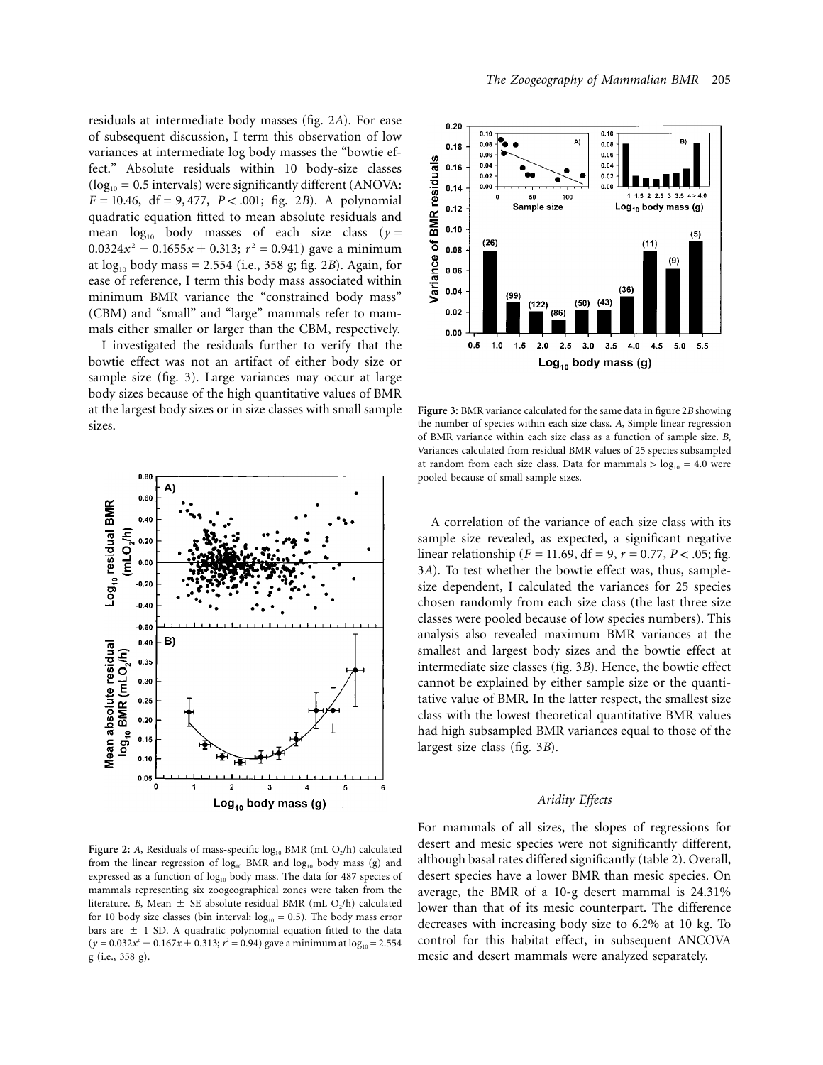residuals at intermediate body masses (fig. 2*A*). For ease of subsequent discussion, I term this observation of low variances at intermediate log body masses the "bowtie effect." Absolute residuals within 10 body-size classes ($\log_{10} = 0.5$ intervals) were significantly different (ANOVA: $F = 10.46$, $df = 9, 477$, $P < .001$; fig. 2*B*). A polynomial quadratic equation fitted to mean absolute residuals and mean $\log_{10}$ body masses of each size class ($y = 0.0324x^2 - 0.1655x + 0.313$; $r^2 = 0.941$) gave a minimum at $\log_{10}$ body mass = 2.554 (i.e., 358 g; fig. 2*B*). Again, for ease of reference, I term this body mass associated within minimum BMR variance the "constrained body mass" (CBM) and "small" and "large" mammals refer to mammals either smaller or larger than the CBM, respectively.

I investigated the residuals further to verify that the bowtie effect was not an artifact of either body size or sample size (fig. 3). Large variances may occur at large body sizes because of the high quantitative values of BMR at the largest body sizes or in size classes with small sample sizes.

**Figure 2:** *A*, Residuals of mass-specific $\log_{10}$ BMR (mL $O_2$/h) calculated from the linear regression of $\log_{10}$ BMR and $\log_{10}$ body mass (g) and expressed as a function of $\log_{10}$ body mass. The data for 487 species of mammals representing six zoogeographical zones were taken from the literature. *B*, Mean $\pm$ SE absolute residual BMR (mL $O_2$/h) calculated for 10 body size classes (bin interval: $\log_{10} = 0.5$). The body mass error bars are $\pm$ 1 SD. A quadratic polynomial equation fitted to the data ($y = 0.032x^2 - 0.167x + 0.313$; $r^2 = 0.94$) gave a minimum at $\log_{10} = 2.554$ g (i.e., 358 g).

**Figure 3:** BMR variance calculated for the same data in figure 2*B* showing the number of species within each size class. *A*, Simple linear regression of BMR variance within each size class as a function of sample size. *B*, Variances calculated from residual BMR values of 25 species subsampled at random from each size class. Data for mammals > $\log_{10} = 4.0$ were pooled because of small sample sizes.

A correlation of the variance of each size class with its sample size revealed, as expected, a significant negative linear relationship ($F = 11.69$, $df = 9$, $r = 0.77$, $P < .05$; fig. 3*A*). To test whether the bowtie effect was, thus, sample-size dependent, I calculated the variances for 25 species chosen randomly from each size class (the last three size classes were pooled because of low species numbers). This analysis also revealed maximum BMR variances at the smallest and largest body sizes and the bowtie effect at intermediate size classes (fig. 3*B*). Hence, the bowtie effect cannot be explained by either sample size or the quantitative value of BMR. In the latter respect, the smallest size class with the lowest theoretical quantitative BMR values had high subsampled BMR variances equal to those of the largest size class (fig. 3*B*).

### *Aridity Effects*

For mammals of all sizes, the slopes of regressions for desert and mesic species were not significantly different, although basal rates differed significantly (table 2). Overall, desert species have a lower BMR than mesic species. On average, the BMR of a 10-g desert mammal is 24.31% lower than that of its mesic counterpart. The difference decreases with increasing body size to 6.2% at 10 kg. To control for this habitat effect, in subsequent ANCOVA mesic and desert mammals were analyzed separately.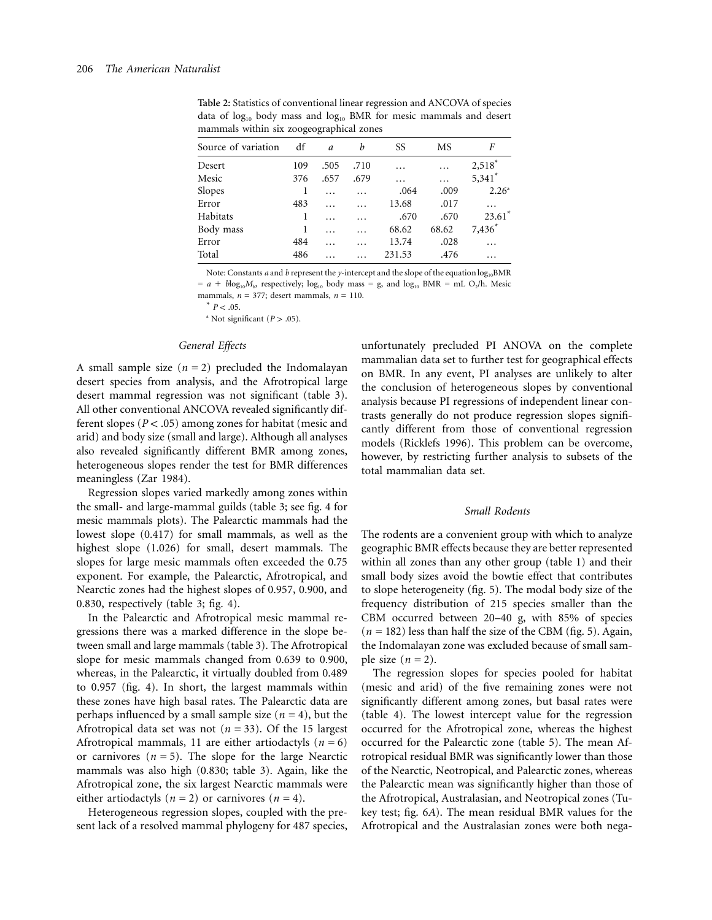**Table 2:** Statistics of conventional linear regression and ANCOVA of species data of $\log_{10}$ body mass and $\log_{10}$ BMR for mesic mammals and desert mammals within six zoogeographical zones

| Source of variation | df | $a$ | $b$ | SS | MS | $F$ |
|---|---|---|---|---|---|---|
| Desert | 109 | .505 | .710 | … | … | 2,518* |
| Mesic | 376 | .657 | .679 | … | … | 5,341* |
| Slopes | 1 | … | … | .064 | .009 | 2.26[a] |
| Error | 483 | … | … | 13.68 | .017 | … |
| Habitats | 1 | … | … | .670 | .670 | 23.61* |
| Body mass | 1 | … | … | 68.62 | 68.62 | 7,436* |
| Error | 484 | … | … | 13.74 | .028 | … |
| Total | 486 | … | … | 231.53 | .476 | … |

Note: Constants $a$ and $b$ represent the $y$-intercept and the slope of the equation $\log_{10}\text{BMR} = a + b\log_{10}M_b$, respectively; $\log_{10}$ body mass = g, and $\log_{10}$ BMR = mL $O_2$/h. Mesic mammals, $n = 377$; desert mammals, $n = 110$.

* $P < .05$.

[a] Not significant ($P > .05$).

### General Effects

A small sample size ($n = 2$) precluded the Indomalayan desert species from analysis, and the Afrotropical large desert mammal regression was not significant (table 3). All other conventional ANCOVA revealed significantly different slopes ($P < .05$) among zones for habitat (mesic and arid) and body size (small and large). Although all analyses also revealed significantly different BMR among zones, heterogeneous slopes render the test for BMR differences meaningless (Zar 1984).

Regression slopes varied markedly among zones within the small- and large-mammal guilds (table 3; see fig. 4 for mesic mammals plots). The Palearctic mammals had the lowest slope (0.417) for small mammals, as well as the highest slope (1.026) for small, desert mammals. The slopes for large mesic mammals often exceeded the 0.75 exponent. For example, the Palearctic, Afrotropical, and Nearctic zones had the highest slopes of 0.957, 0.900, and 0.830, respectively (table 3; fig. 4).

In the Palearctic and Afrotropical mesic mammal regressions there was a marked difference in the slope between small and large mammals (table 3). The Afrotropical slope for mesic mammals changed from 0.639 to 0.900, whereas, in the Palearctic, it virtually doubled from 0.489 to 0.957 (fig. 4). In short, the largest mammals within these zones have high basal rates. The Palearctic data are perhaps influenced by a small sample size ($n = 4$), but the Afrotropical data set was not ($n = 33$). Of the 15 largest Afrotropical mammals, 11 are either artiodactyls ($n = 6$) or carnivores ($n = 5$). The slope for the large Nearctic mammals was also high (0.830; table 3). Again, like the Afrotropical zone, the six largest Nearctic mammals were either artiodactyls ($n = 2$) or carnivores ($n = 4$).

Heterogeneous regression slopes, coupled with the present lack of a resolved mammal phylogeny for 487 species, unfortunately precluded PI ANOVA on the complete mammalian data set to further test for geographical effects on BMR. In any event, PI analyses are unlikely to alter the conclusion of heterogeneous slopes by conventional analysis because PI regressions of independent linear contrasts generally do not produce regression slopes significantly different from those of conventional regression models (Ricklefs 1996). This problem can be overcome, however, by restricting further analysis to subsets of the total mammalian data set.

### Small Rodents

The rodents are a convenient group with which to analyze geographic BMR effects because they are better represented within all zones than any other group (table 1) and their small body sizes avoid the bowtie effect that contributes to slope heterogeneity (fig. 5). The modal body size of the frequency distribution of 215 species smaller than the CBM occurred between 20–40 g, with 85% of species ($n = 182$) less than half the size of the CBM (fig. 5). Again, the Indomalayan zone was excluded because of small sample size ($n = 2$).

The regression slopes for species pooled for habitat (mesic and arid) of the five remaining zones were not significantly different among zones, but basal rates were (table 4). The lowest intercept value for the regression occurred for the Afrotropical zone, whereas the highest occurred for the Palearctic zone (table 5). The mean Afrotropical residual BMR was significantly lower than those of the Nearctic, Neotropical, and Palearctic zones, whereas the Palearctic mean was significantly higher than those of the Afrotropical, Australasian, and Neotropical zones (Tukey test; fig. 6$A$). The mean residual BMR values for the Afrotropical and the Australasian zones were both nega-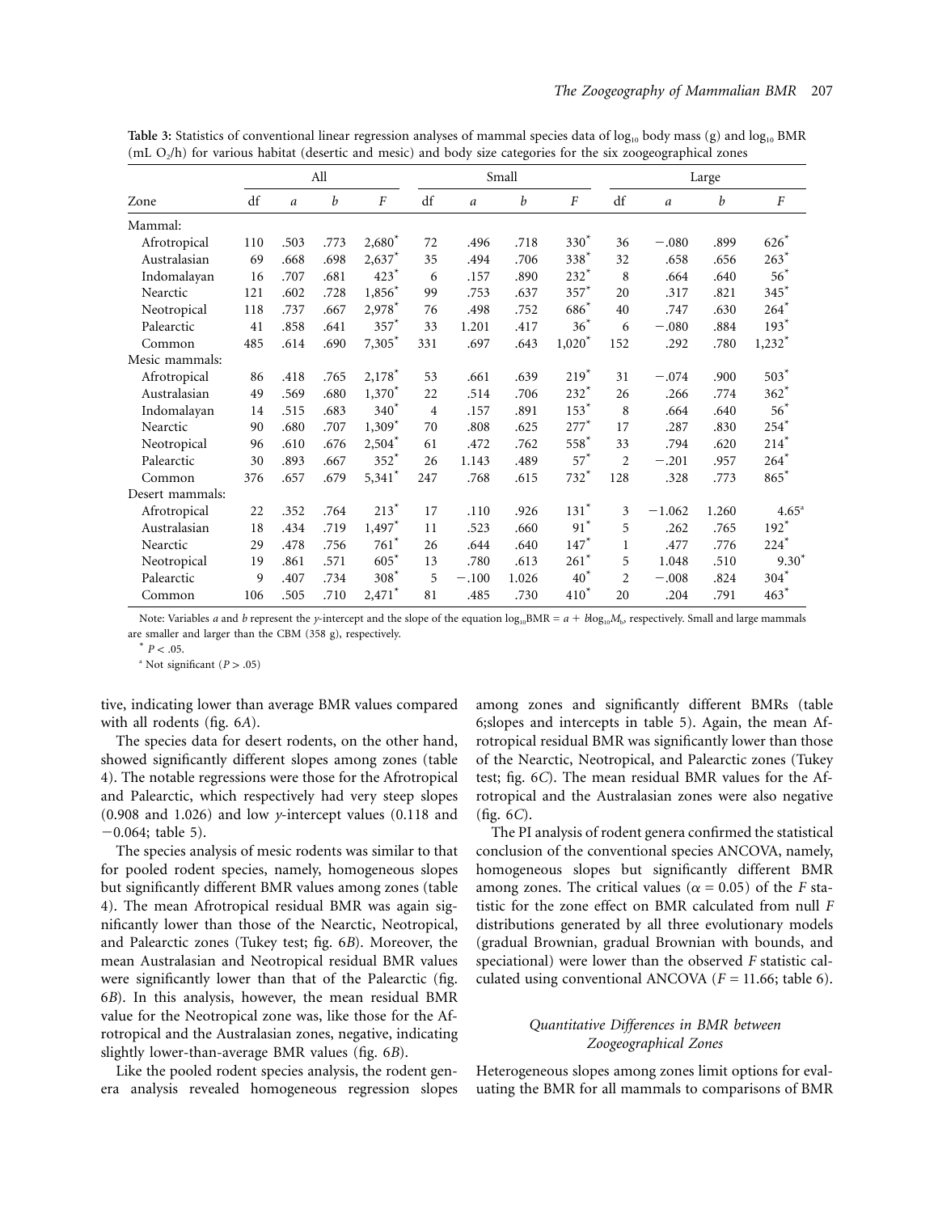**Table 3:** Statistics of conventional linear regression analyses of mammal species data of $\log_{10}$ body mass (g) and $\log_{10}$ BMR (mL $O_2$/h) for various habitat (desertic and mesic) and body size categories for the six zoogeographical zones

| Zone | All | | | | Small | | | | Large | | | |
|---|---|---|---|---|---|---|---|---|---|---|---|---|
| | df | $a$ | $b$ | $F$ | df | $a$ | $b$ | $F$ | df | $a$ | $b$ | $F$ |
| Mammal: | | | | | | | | | | | | |
| Afrotropical | 110 | .503 | .773 | 2,680* | 72 | .496 | .718 | 330* | 36 | −.080 | .899 | 626* |
| Australasian | 69 | .668 | .698 | 2,637* | 35 | .494 | .706 | 338* | 32 | .658 | .656 | 263* |
| Indomalayan | 16 | .707 | .681 | 423* | 6 | .157 | .890 | 232* | 8 | .664 | .640 | 56* |
| Nearctic | 121 | .602 | .728 | 1,856* | 99 | .753 | .637 | 357* | 20 | .317 | .821 | 345* |
| Neotropical | 118 | .737 | .667 | 2,978* | 76 | .498 | .752 | 686* | 40 | .747 | .630 | 264* |
| Palearctic | 41 | .858 | .641 | 357* | 33 | 1.201 | .417 | 36* | 6 | −.080 | .884 | 193* |
| Common | 485 | .614 | .690 | 7,305* | 331 | .697 | .643 | 1,020* | 152 | .292 | .780 | 1,232* |
| Mesic mammals: | | | | | | | | | | | | |
| Afrotropical | 86 | .418 | .765 | 2,178* | 53 | .661 | .639 | 219* | 31 | −.074 | .900 | 503* |
| Australasian | 49 | .569 | .680 | 1,370* | 22 | .514 | .706 | 232* | 26 | .266 | .774 | 362* |
| Indomalayan | 14 | .515 | .683 | 340* | 4 | .157 | .891 | 153* | 8 | .664 | .640 | 56* |
| Nearctic | 90 | .680 | .707 | 1,309* | 70 | .808 | .625 | 277* | 17 | .287 | .830 | 254* |
| Neotropical | 96 | .610 | .676 | 2,504* | 61 | .472 | .762 | 558* | 33 | .794 | .620 | 214* |
| Palearctic | 30 | .893 | .667 | 352* | 26 | 1.143 | .489 | 57* | 2 | −.201 | .957 | 264* |
| Common | 376 | .657 | .679 | 5,341* | 247 | .768 | .615 | 732* | 128 | .328 | .773 | 865* |
| Desert mammals: | | | | | | | | | | | | |
| Afrotropical | 22 | .352 | .764 | 213* | 17 | .110 | .926 | 131* | 3 | −1.062 | 1.260 | 4.65[a] |
| Australasian | 18 | .434 | .719 | 1,497* | 11 | .523 | .660 | 91* | 5 | .262 | .765 | 192* |
| Nearctic | 29 | .478 | .756 | 761* | 26 | .644 | .640 | 147* | 1 | .477 | .776 | 224* |
| Neotropical | 19 | .861 | .571 | 605* | 13 | .780 | .613 | 261* | 5 | 1.048 | .510 | 9.30* |
| Palearctic | 9 | .407 | .734 | 308* | 5 | −.100 | 1.026 | 40* | 2 | −.008 | .824 | 304* |
| Common | 106 | .505 | .710 | 2,471* | 81 | .485 | .730 | 410* | 20 | .204 | .791 | 463* |

Note: Variables $a$ and $b$ represent the $y$-intercept and the slope of the equation $\log_{10}\text{BMR} = a + b\log_{10}M_b$, respectively. Small and large mammals are smaller and larger than the CBM (358 g), respectively.

\* $P < .05$.

[a] Not significant ($P > .05$)

tive, indicating lower than average BMR values compared with all rodents (fig. 6*A*).

The species data for desert rodents, on the other hand, showed significantly different slopes among zones (table 4). The notable regressions were those for the Afrotropical and Palearctic, which respectively had very steep slopes (0.908 and 1.026) and low $y$-intercept values (0.118 and −0.064; table 5).

The species analysis of mesic rodents was similar to that for pooled rodent species, namely, homogeneous slopes but significantly different BMR values among zones (table 4). The mean Afrotropical residual BMR was again significantly lower than those of the Nearctic, Neotropical, and Palearctic zones (Tukey test; fig. 6*B*). Moreover, the mean Australasian and Neotropical residual BMR values were significantly lower than that of the Palearctic (fig. 6*B*). In this analysis, however, the mean residual BMR value for the Neotropical zone was, like those for the Afrotropical and the Australasian zones, negative, indicating slightly lower-than-average BMR values (fig. 6*B*).

Like the pooled rodent species analysis, the rodent genera analysis revealed homogeneous regression slopes among zones and significantly different BMRs (table 6;slopes and intercepts in table 5). Again, the mean Afrotropical residual BMR was significantly lower than those of the Nearctic, Neotropical, and Palearctic zones (Tukey test; fig. 6*C*). The mean residual BMR values for the Afrotropical and the Australasian zones were also negative (fig. 6*C*).

The PI analysis of rodent genera confirmed the statistical conclusion of the conventional species ANCOVA, namely, homogeneous slopes but significantly different BMR among zones. The critical values ($\alpha = 0.05$) of the $F$ statistic for the zone effect on BMR calculated from null $F$ distributions generated by all three evolutionary models (gradual Brownian, gradual Brownian with bounds, and speciational) were lower than the observed $F$ statistic calculated using conventional ANCOVA ($F = 11.66$; table 6).

### *Quantitative Differences in BMR between Zoogeographical Zones*

Heterogeneous slopes among zones limit options for evaluating the BMR for all mammals to comparisons of BMR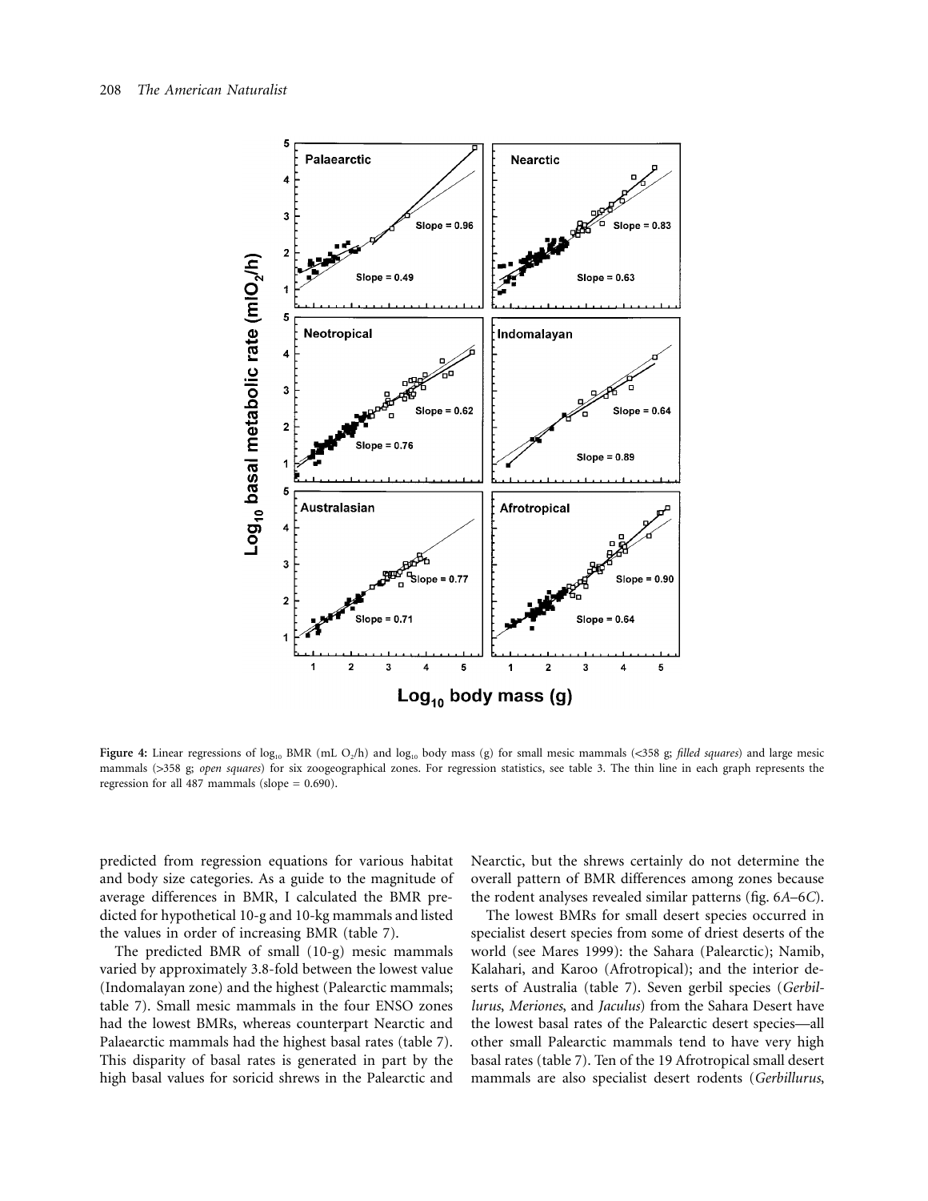Figure 4: Linear regressions of $\log_{10}$ BMR (mL $O_2$/h) and $\log_{10}$ body mass (g) for small mesic mammals (<358 g; *filled squares*) and large mesic mammals (>358 g; *open squares*) for six zoogeographical zones. For regression statistics, see table 3. The thin line in each graph represents the regression for all 487 mammals (slope = 0.690).

predicted from regression equations for various habitat and body size categories. As a guide to the magnitude of average differences in BMR, I calculated the BMR predicted for hypothetical 10-g and 10-kg mammals and listed the values in order of increasing BMR (table 7).

The predicted BMR of small (10-g) mesic mammals varied by approximately 3.8-fold between the lowest value (Indomalayan zone) and the highest (Palearctic mammals; table 7). Small mesic mammals in the four ENSO zones had the lowest BMRs, whereas counterpart Nearctic and Palaearctic mammals had the highest basal rates (table 7). This disparity of basal rates is generated in part by the high basal values for soricid shrews in the Palearctic and Nearctic, but the shrews certainly do not determine the overall pattern of BMR differences among zones because the rodent analyses revealed similar patterns (fig. 6*A*–6*C*).

The lowest BMRs for small desert species occurred in specialist desert species from some of driest deserts of the world (see Mares 1999): the Sahara (Palearctic); Namib, Kalahari, and Karoo (Afrotropical); and the interior deserts of Australia (table 7). Seven gerbil species (*Gerbillurus*, *Meriones*, and *Jaculus*) from the Sahara Desert have the lowest basal rates of the Palearctic desert species—all other small Palearctic mammals tend to have very high basal rates (table 7). Ten of the 19 Afrotropical small desert mammals are also specialist desert rodents (*Gerbillurus*,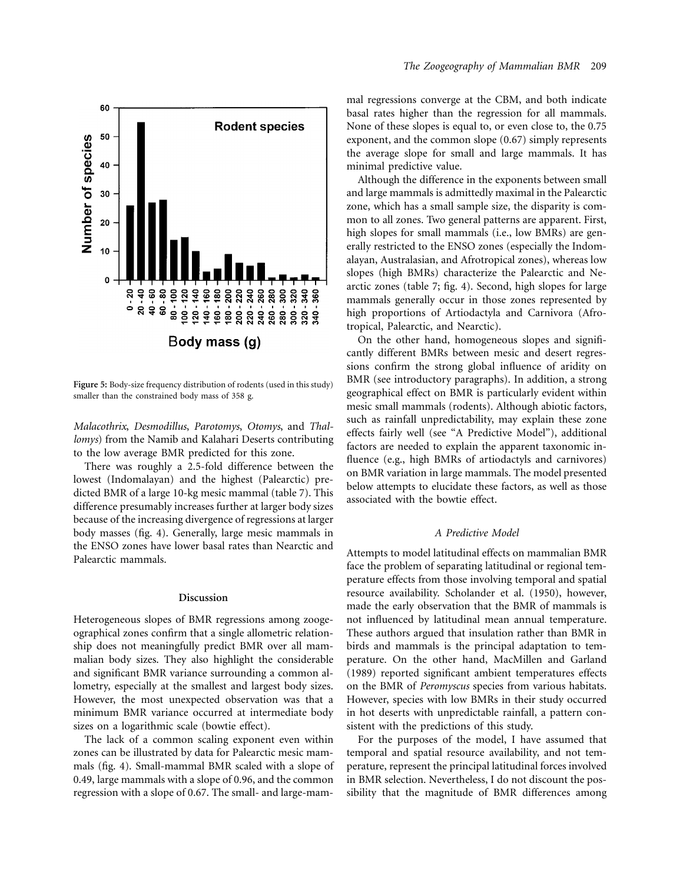Rodent species

Number of species

60
50
40
30
20
10
0

0 - 20
20 - 40
40 - 60
60 - 80
80 - 100
100 - 120
120 - 140
140 - 160
160 - 180
180 - 200
200 - 220
220 - 240
240 - 260
260 - 280
280 - 300
300 - 320
320 - 340
340 - 360

Body mass (g)

**Figure 5:** Body-size frequency distribution of rodents (used in this study) smaller than the constrained body mass of 358 g.

*Malacothrix*, *Desmodillus*, *Parotomys*, *Otomys*, and *Thallomys*) from the Namib and Kalahari Deserts contributing to the low average BMR predicted for this zone.

There was roughly a 2.5-fold difference between the lowest (Indomalayan) and the highest (Palearctic) predicted BMR of a large 10-kg mesic mammal (table 7). This difference presumably increases further at larger body sizes because of the increasing divergence of regressions at larger body masses (fig. 4). Generally, large mesic mammals in the ENSO zones have lower basal rates than Nearctic and Palearctic mammals.

## Discussion

Heterogeneous slopes of BMR regressions among zoogeographical zones confirm that a single allometric relationship does not meaningfully predict BMR over all mammalian body sizes. They also highlight the considerable and significant BMR variance surrounding a common allometry, especially at the smallest and largest body sizes. However, the most unexpected observation was that a minimum BMR variance occurred at intermediate body sizes on a logarithmic scale (bowtie effect).

The lack of a common scaling exponent even within zones can be illustrated by data for Palearctic mesic mammals (fig. 4). Small-mammal BMR scaled with a slope of 0.49, large mammals with a slope of 0.96, and the common regression with a slope of 0.67. The small- and large-mammal regressions converge at the CBM, and both indicate basal rates higher than the regression for all mammals. None of these slopes is equal to, or even close to, the 0.75 exponent, and the common slope (0.67) simply represents the average slope for small and large mammals. It has minimal predictive value.

Although the difference in the exponents between small and large mammals is admittedly maximal in the Palearctic zone, which has a small sample size, the disparity is common to all zones. Two general patterns are apparent. First, high slopes for small mammals (i.e., low BMRs) are generally restricted to the ENSO zones (especially the Indomalayan, Australasian, and Afrotropical zones), whereas low slopes (high BMRs) characterize the Palearctic and Nearctic zones (table 7; fig. 4). Second, high slopes for large mammals generally occur in those zones represented by high proportions of Artiodactyla and Carnivora (Afrotropical, Palearctic, and Nearctic).

On the other hand, homogeneous slopes and significantly different BMRs between mesic and desert regressions confirm the strong global influence of aridity on BMR (see introductory paragraphs). In addition, a strong geographical effect on BMR is particularly evident within mesic small mammals (rodents). Although abiotic factors, such as rainfall unpredictability, may explain these zone effects fairly well (see "A Predictive Model"), additional factors are needed to explain the apparent taxonomic influence (e.g., high BMRs of artiodactyls and carnivores) on BMR variation in large mammals. The model presented below attempts to elucidate these factors, as well as those associated with the bowtie effect.

### *A Predictive Model*

Attempts to model latitudinal effects on mammalian BMR face the problem of separating latitudinal or regional temperature effects from those involving temporal and spatial resource availability. Scholander et al. (1950), however, made the early observation that the BMR of mammals is not influenced by latitudinal mean annual temperature. These authors argued that insulation rather than BMR in birds and mammals is the principal adaptation to temperature. On the other hand, MacMillen and Garland (1989) reported significant ambient temperatures effects on the BMR of *Peromyscus* species from various habitats. However, species with low BMRs in their study occurred in hot deserts with unpredictable rainfall, a pattern consistent with the predictions of this study.

For the purposes of the model, I have assumed that temporal and spatial resource availability, and not temperature, represent the principal latitudinal forces involved in BMR selection. Nevertheless, I do not discount the possibility that the magnitude of BMR differences among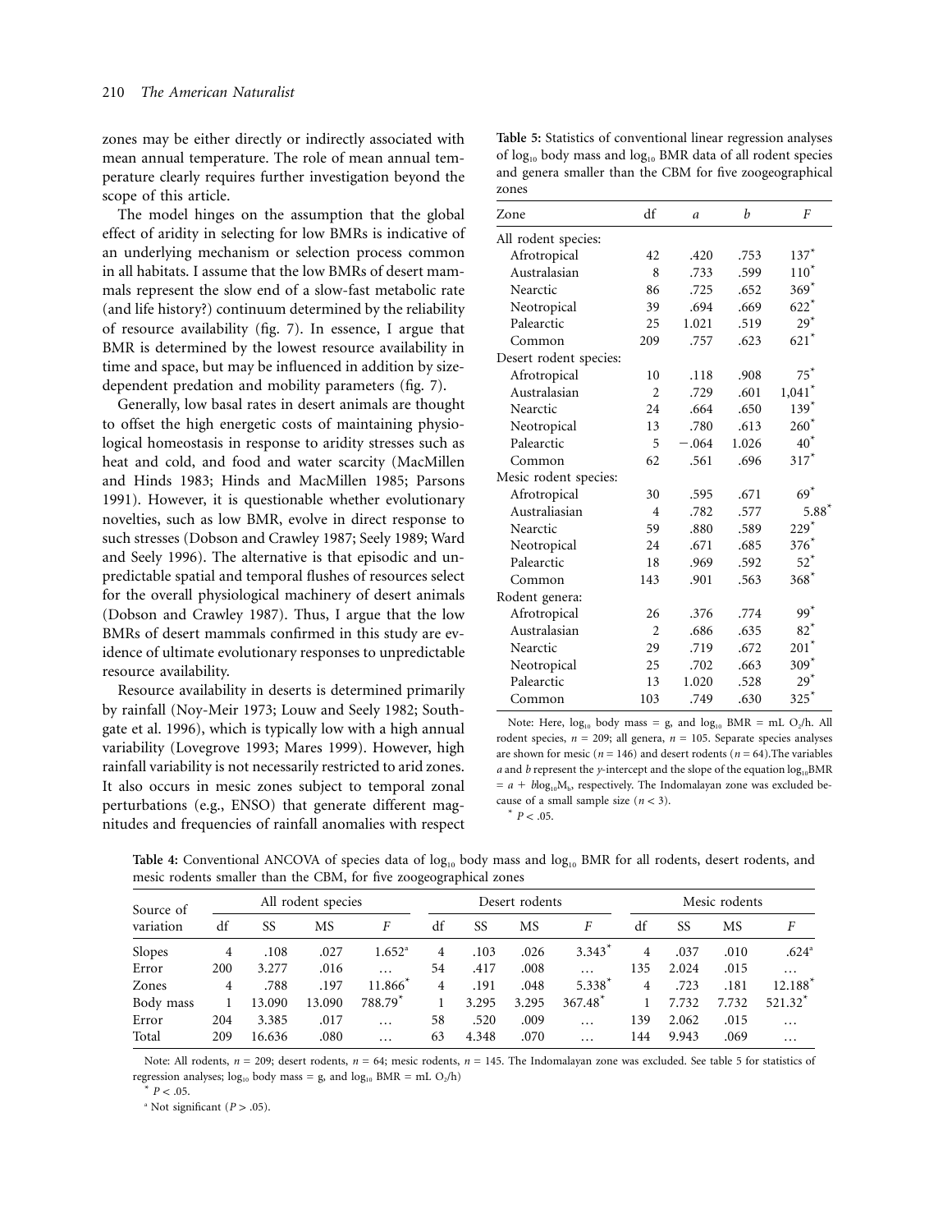zones may be either directly or indirectly associated with mean annual temperature. The role of mean annual temperature clearly requires further investigation beyond the scope of this article.

The model hinges on the assumption that the global effect of aridity in selecting for low BMRs is indicative of an underlying mechanism or selection process common in all habitats. I assume that the low BMRs of desert mammals represent the slow end of a slow-fast metabolic rate (and life history?) continuum determined by the reliability of resource availability (fig. 7). In essence, I argue that BMR is determined by the lowest resource availability in time and space, but may be influenced in addition by size-dependent predation and mobility parameters (fig. 7).

Generally, low basal rates in desert animals are thought to offset the high energetic costs of maintaining physiological homeostasis in response to aridity stresses such as heat and cold, and food and water scarcity (MacMillen and Hinds 1983; Hinds and MacMillen 1985; Parsons 1991). However, it is questionable whether evolutionary novelties, such as low BMR, evolve in direct response to such stresses (Dobson and Crawley 1987; Seely 1989; Ward and Seely 1996). The alternative is that episodic and unpredictable spatial and temporal flushes of resources select for the overall physiological machinery of desert animals (Dobson and Crawley 1987). Thus, I argue that the low BMRs of desert mammals confirmed in this study are evidence of ultimate evolutionary responses to unpredictable resource availability.

Resource availability in deserts is determined primarily by rainfall (Noy-Meir 1973; Louw and Seely 1982; Southgate et al. 1996), which is typically low with a high annual variability (Lovegrove 1993; Mares 1999). However, high rainfall variability is not necessarily restricted to arid zones. It also occurs in mesic zones subject to temporal zonal perturbations (e.g., ENSO) that generate different magnitudes and frequencies of rainfall anomalies with respect

**Table 5:** Statistics of conventional linear regression analyses of $\log_{10}$ body mass and $\log_{10}$ BMR data of all rodent species and genera smaller than the CBM for five zoogeographical zones

| Zone | df | $a$ | $b$ | $F$ |
|---|---|---|---|---|
| All rodent species: | | | | |
| Afrotropical | 42 | .420 | .753 | 137* |
| Australasian | 8 | .733 | .599 | 110* |
| Nearctic | 86 | .725 | .652 | 369* |
| Neotropical | 39 | .694 | .669 | 622* |
| Palearctic | 25 | 1.021 | .519 | 29* |
| Common | 209 | .757 | .623 | 621* |
| Desert rodent species: | | | | |
| Afrotropical | 10 | .118 | .908 | 75* |
| Australasian | 2 | .729 | .601 | 1,041* |
| Nearctic | 24 | .664 | .650 | 139* |
| Neotropical | 13 | .780 | .613 | 260* |
| Palearctic | 5 | −.064 | 1.026 | 40* |
| Common | 62 | .561 | .696 | 317* |
| Mesic rodent species: | | | | |
| Afrotropical | 30 | .595 | .671 | 69* |
| Australiasian | 4 | .782 | .577 | 5.88* |
| Nearctic | 59 | .880 | .589 | 229* |
| Neotropical | 24 | .671 | .685 | 376* |
| Palearctic | 18 | .969 | .592 | 52* |
| Common | 143 | .901 | .563 | 368* |
| Rodent genera: | | | | |
| Afrotropical | 26 | .376 | .774 | 99* |
| Australasian | 2 | .686 | .635 | 82* |
| Nearctic | 29 | .719 | .672 | 201* |
| Neotropical | 25 | .702 | .663 | 309* |
| Palearctic | 13 | 1.020 | .528 | 29* |
| Common | 103 | .749 | .630 | 325* |

Note: Here, $\log_{10}$ body mass = g, and $\log_{10}$ BMR = mL $O_2$/h. All rodent species, $n = 209$; all genera, $n = 105$. Separate species analyses are shown for mesic ($n = 146$) and desert rodents ($n = 64$). The variables $a$ and $b$ represent the $y$-intercept and the slope of the equation $\log_{10}\text{BMR} = a + b\log_{10}M_b$, respectively. The Indomalayan zone was excluded because of a small sample size ($n < 3$).

\* $P < .05$.

**Table 4:** Conventional ANCOVA of species data of $\log_{10}$ body mass and $\log_{10}$ BMR for all rodents, desert rodents, and mesic rodents smaller than the CBM, for five zoogeographical zones

| Source of variation | All rodent species | | | | Desert rodents | | | | Mesic rodents | | | |
|---|---|---|---|---|---|---|---|---|---|---|---|---|
| | df | SS | MS | $F$ | df | SS | MS | $F$ | df | SS | MS | $F$ |
| Slopes | 4 | .108 | .027 | 1.652[a] | 4 | .103 | .026 | 3.343* | 4 | .037 | .010 | .624[a] |
| Error | 200 | 3.277 | .016 | … | 54 | .417 | .008 | … | 135 | 2.024 | .015 | … |
| Zones | 4 | .788 | .197 | 11.866* | 4 | .191 | .048 | 5.338* | 4 | .723 | .181 | 12.188* |
| Body mass | 1 | 13.090 | 13.090 | 788.79* | 1 | 3.295 | 3.295 | 367.48* | 1 | 7.732 | 7.732 | 521.32* |
| Error | 204 | 3.385 | .017 | … | 58 | .520 | .009 | … | 139 | 2.062 | .015 | … |
| Total | 209 | 16.636 | .080 | … | 63 | 4.348 | .070 | … | 144 | 9.943 | .069 | … |

Note: All rodents, $n = 209$; desert rodents, $n = 64$; mesic rodents, $n = 145$. The Indomalayan zone was excluded. See table 5 for statistics of regression analyses; $\log_{10}$ body mass = g, and $\log_{10}$ BMR = mL $O_2$/h)

\* $P < .05$.

[a] Not significant ($P > .05$).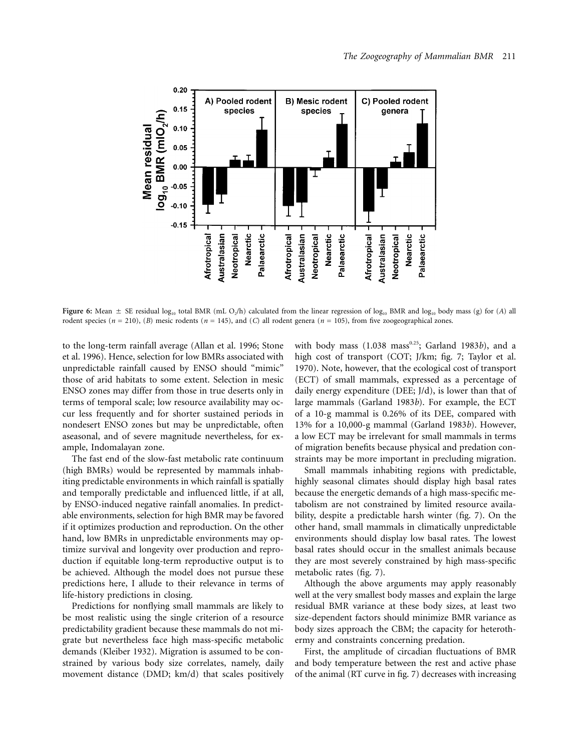**Figure 6:** Mean ± SE residual $\log_{10}$ total BMR (mL $O_2$/h) calculated from the linear regression of $\log_{10}$ BMR and $\log_{10}$ body mass (g) for (*A*) all rodent species ($n = 210$), (*B*) mesic rodents ($n = 145$), and (*C*) all rodent genera ($n = 105$), from five zoogeographical zones.

to the long-term rainfall average (Allan et al. 1996; Stone et al. 1996). Hence, selection for low BMRs associated with unpredictable rainfall caused by ENSO should "mimic" those of arid habitats to some extent. Selection in mesic ENSO zones may differ from those in true deserts only in terms of temporal scale; low resource availability may occur less frequently and for shorter sustained periods in nondesert ENSO zones but may be unpredictable, often aseasonal, and of severe magnitude nevertheless, for example, Indomalayan zone.

The fast end of the slow-fast metabolic rate continuum (high BMRs) would be represented by mammals inhabiting predictable environments in which rainfall is spatially and temporally predictable and influenced little, if at all, by ENSO-induced negative rainfall anomalies. In predictable environments, selection for high BMR may be favored if it optimizes production and reproduction. On the other hand, low BMRs in unpredictable environments may optimize survival and longevity over production and reproduction if equitable long-term reproductive output is to be achieved. Although the model does not pursue these predictions here, I allude to their relevance in terms of life-history predictions in closing.

Predictions for nonflying small mammals are likely to be most realistic using the single criterion of a resource predictability gradient because these mammals do not migrate but nevertheless face high mass-specific metabolic demands (Kleiber 1932). Migration is assumed to be constrained by various body size correlates, namely, daily movement distance (DMD; km/d) that scales positively with body mass ($1.038\ \text{mass}^{0.25}$; Garland 1983*b*), and a high cost of transport (COT; J/km; fig. 7; Taylor et al. 1970). Note, however, that the ecological cost of transport (ECT) of small mammals, expressed as a percentage of daily energy expenditure (DEE; J/d), is lower than that of large mammals (Garland 1983*b*). For example, the ECT of a 10-g mammal is 0.26% of its DEE, compared with 13% for a 10,000-g mammal (Garland 1983*b*). However, a low ECT may be irrelevant for small mammals in terms of migration benefits because physical and predation constraints may be more important in precluding migration.

Small mammals inhabiting regions with predictable, highly seasonal climates should display high basal rates because the energetic demands of a high mass-specific metabolism are not constrained by limited resource availability, despite a predictable harsh winter (fig. 7). On the other hand, small mammals in climatically unpredictable environments should display low basal rates. The lowest basal rates should occur in the smallest animals because they are most severely constrained by high mass-specific metabolic rates (fig. 7).

Although the above arguments may apply reasonably well at the very smallest body masses and explain the large residual BMR variance at these body sizes, at least two size-dependent factors should minimize BMR variance as body sizes approach the CBM; the capacity for heterothermy and constraints concerning predation.

First, the amplitude of circadian fluctuations of BMR and body temperature between the rest and active phase of the animal (RT curve in fig. 7) decreases with increasing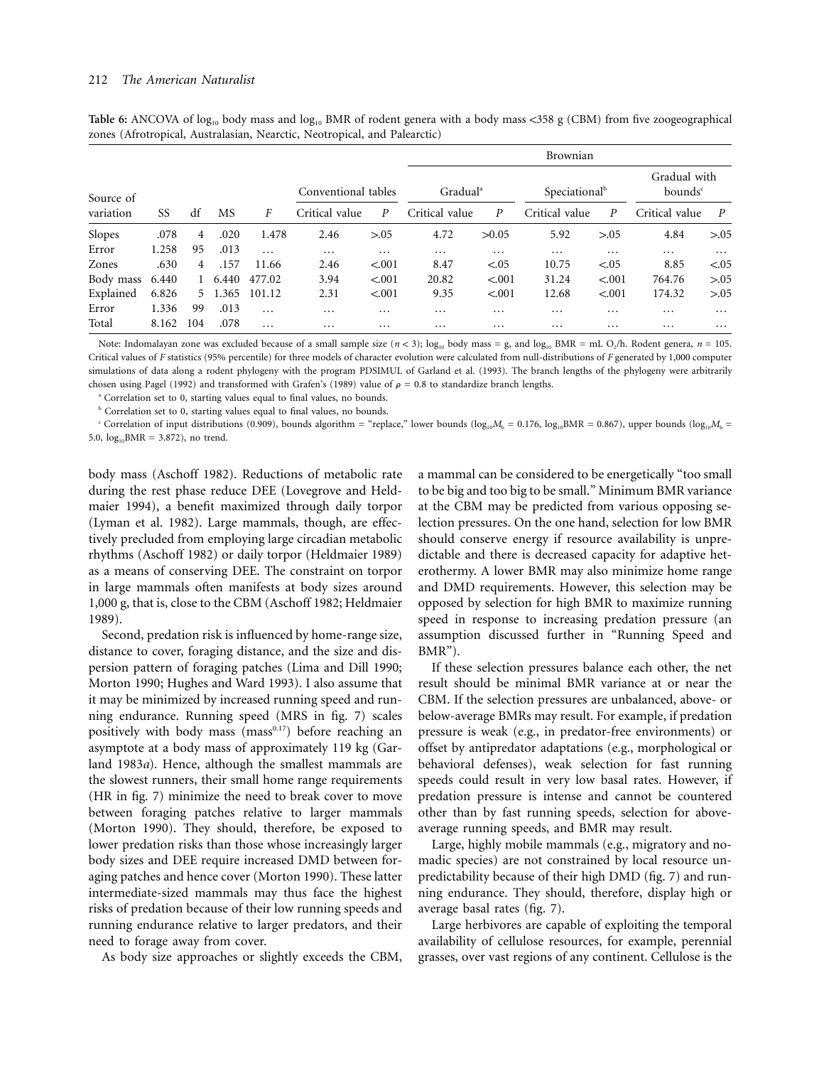**Table 6:** ANCOVA of $\log_{10}$ body mass and $\log_{10}$ BMR of rodent genera with a body mass <358 g (CBM) from five zoogeographical zones (Afrotropical, Australasian, Nearctic, Neotropical, and Palearctic)

| Source of variation | SS | df | MS | $F$ | Conventional tables | | Brownian | | | | | |
|---|---|---|---|---|---|---|---|---|---|---|---|---|
| | | | | | | | Gradual[a] | | Speciational[b] | | Gradual with bounds[c] | |
| | | | | | Critical value | $P$ | Critical value | $P$ | Critical value | $P$ | Critical value | $P$ |
| Slopes | .078 | 4 | .020 | 1.478 | 2.46 | >.05 | 4.72 | >0.05 | 5.92 | >.05 | 4.84 | >.05 |
| Error | 1.258 | 95 | .013 | … | … | … | … | … | … | … | … | … |
| Zones | .630 | 4 | .157 | 11.66 | 2.46 | <.001 | 8.47 | <.05 | 10.75 | <.05 | 8.85 | <.05 |
| Body mass | 6.440 | 1 | 6.440 | 477.02 | 3.94 | <.001 | 20.82 | <.001 | 31.24 | <.001 | 764.76 | >.05 |
| Explained | 6.826 | 5 | 1.365 | 101.12 | 2.31 | <.001 | 9.35 | <.001 | 12.68 | <.001 | 174.32 | >.05 |
| Error | 1.336 | 99 | .013 | … | … | … | … | … | … | … | … | … |
| Total | 8.162 | 104 | .078 | … | … | … | … | … | … | … | … | … |

Note: Indomalayan zone was excluded because of a small sample size ($n < 3$); $\log_{10}$ body mass = g, and $\log_{10}$ BMR = mL $O_2$/h. Rodent genera, $n = 105$. Critical values of $F$ statistics (95% percentile) for three models of character evolution were calculated from null-distributions of $F$ generated by 1,000 computer simulations of data along a rodent phylogeny with the program PDSIMUL of Garland et al. (1993). The branch lengths of the phylogeny were arbitrarily chosen using Pagel (1992) and transformed with Grafen's (1989) value of $\rho = 0.8$ to standardize branch lengths.

[a] Correlation set to 0, starting values equal to final values, no bounds.

[b] Correlation set to 0, starting values equal to final values, no bounds.

[c] Correlation of input distributions (0.909), bounds algorithm = "replace," lower bounds ($\log_{10}M_b = 0.176$, $\log_{10}\text{BMR} = 0.867$), upper bounds ($\log_{10}M_b =$ 5.0, $\log_{10}\text{BMR} = 3.872$), no trend.

body mass (Aschoff 1982). Reductions of metabolic rate during the rest phase reduce DEE (Lovegrove and Heldmaier 1994), a benefit maximized through daily torpor (Lyman et al. 1982). Large mammals, though, are effectively precluded from employing large circadian metabolic rhythms (Aschoff 1982) or daily torpor (Heldmaier 1989) as a means of conserving DEE. The constraint on torpor in large mammals often manifests at body sizes around 1,000 g, that is, close to the CBM (Aschoff 1982; Heldmaier 1989).

Second, predation risk is influenced by home-range size, distance to cover, foraging distance, and the size and dispersion pattern of foraging patches (Lima and Dill 1990; Morton 1990; Hughes and Ward 1993). I also assume that it may be minimized by increased running speed and running endurance. Running speed (MRS in fig. 7) scales positively with body mass ($\text{mass}^{0.17}$) before reaching an asymptote at a body mass of approximately 119 kg (Garland 1983*a*). Hence, although the smallest mammals are the slowest runners, their small home range requirements (HR in fig. 7) minimize the need to break cover to move between foraging patches relative to larger mammals (Morton 1990). They should, therefore, be exposed to lower predation risks than those whose increasingly larger body sizes and DEE require increased DMD between foraging patches and hence cover (Morton 1990). These latter intermediate-sized mammals may thus face the highest risks of predation because of their low running speeds and running endurance relative to larger predators, and their need to forage away from cover.

As body size approaches or slightly exceeds the CBM, a mammal can be considered to be energetically "too small to be big and too big to be small." Minimum BMR variance at the CBM may be predicted from various opposing selection pressures. On the one hand, selection for low BMR should conserve energy if resource availability is unpredictable and there is decreased capacity for adaptive heterothermy. A lower BMR may also minimize home range and DMD requirements. However, this selection may be opposed by selection for high BMR to maximize running speed in response to increasing predation pressure (an assumption discussed further in "Running Speed and BMR").

If these selection pressures balance each other, the net result should be minimal BMR variance at or near the CBM. If the selection pressures are unbalanced, above- or below-average BMRs may result. For example, if predation pressure is weak (e.g., in predator-free environments) or offset by antipredator adaptations (e.g., morphological or behavioral defenses), weak selection for fast running speeds could result in very low basal rates. However, if predation pressure is intense and cannot be countered other than by fast running speeds, selection for above-average running speeds, and BMR may result.

Large, highly mobile mammals (e.g., migratory and nomadic species) are not constrained by local resource unpredictability because of their high DMD (fig. 7) and running endurance. They should, therefore, display high or average basal rates (fig. 7).

Large herbivores are capable of exploiting the temporal availability of cellulose resources, for example, perennial grasses, over vast regions of any continent. Cellulose is the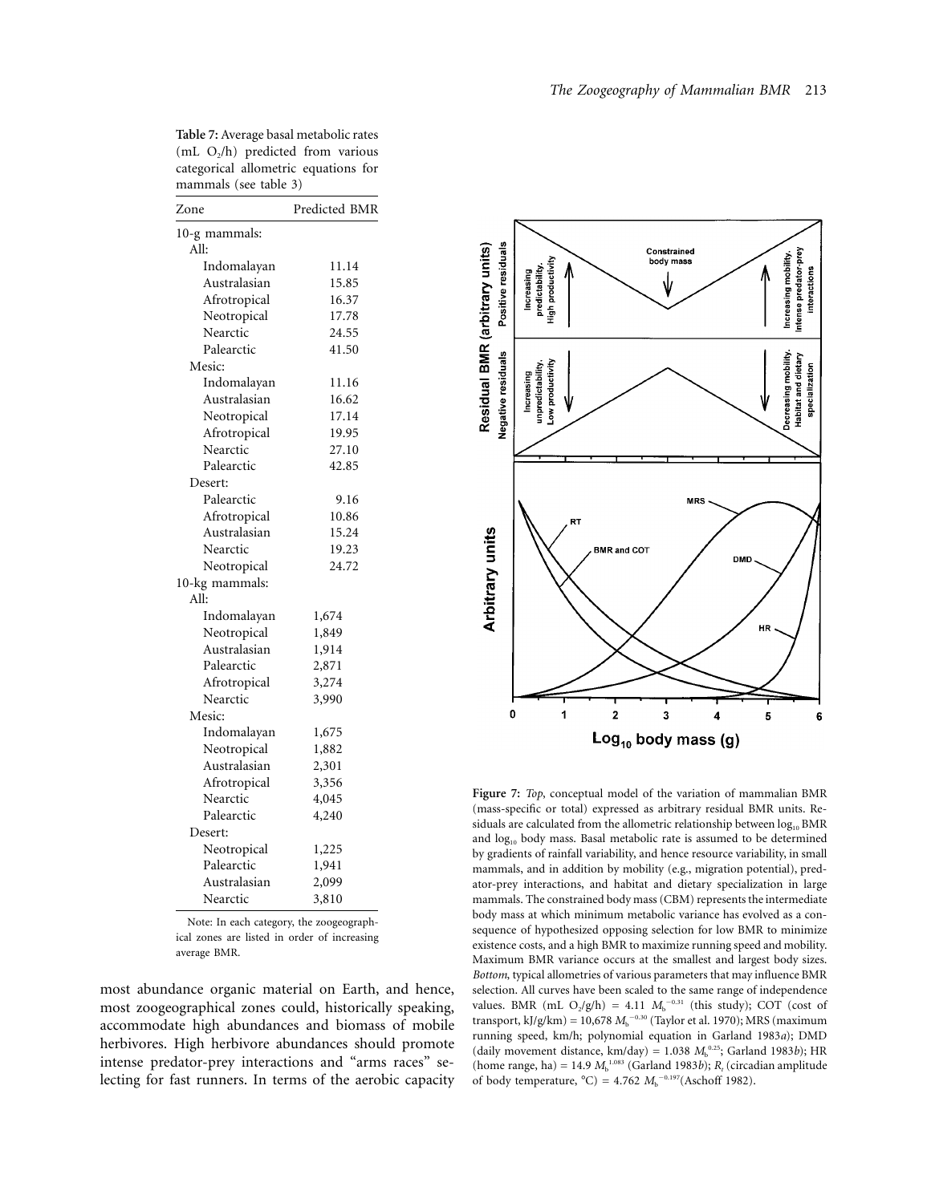**Table 7:** Average basal metabolic rates (mL $O_2$/h) predicted from various categorical allometric equations for mammals (see table 3)

| Zone | Predicted BMR |
|---|---|
| 10-g mammals: | |
| All: | |
| Indomalayan | 11.14 |
| Australasian | 15.85 |
| Afrotropical | 16.37 |
| Neotropical | 17.78 |
| Nearctic | 24.55 |
| Palearctic | 41.50 |
| Mesic: | |
| Indomalayan | 11.16 |
| Australasian | 16.62 |
| Neotropical | 17.14 |
| Afrotropical | 19.95 |
| Nearctic | 27.10 |
| Palearctic | 42.85 |
| Desert: | |
| Palearctic | 9.16 |
| Afrotropical | 10.86 |
| Australasian | 15.24 |
| Nearctic | 19.23 |
| Neotropical | 24.72 |
| 10-kg mammals: | |
| All: | |
| Indomalayan | 1,674 |
| Neotropical | 1,849 |
| Australasian | 1,914 |
| Palearctic | 2,871 |
| Afrotropical | 3,274 |
| Nearctic | 3,990 |
| Mesic: | |
| Indomalayan | 1,675 |
| Neotropical | 1,882 |
| Australasian | 2,301 |
| Afrotropical | 3,356 |
| Nearctic | 4,045 |
| Palearctic | 4,240 |
| Desert: | |
| Neotropical | 1,225 |
| Palearctic | 1,941 |
| Australasian | 2,099 |
| Nearctic | 3,810 |

Note: In each category, the zoogeographical zones are listed in order of increasing average BMR.

most abundance organic material on Earth, and hence, most zoogeographical zones could, historically speaking, accommodate high abundances and biomass of mobile herbivores. High herbivore abundances should promote intense predator-prey interactions and "arms races" selecting for fast runners. In terms of the aerobic capacity

**Figure 7:** *Top*, conceptual model of the variation of mammalian BMR (mass-specific or total) expressed as arbitrary residual BMR units. Residuals are calculated from the allometric relationship between $\log_{10}$ BMR and $\log_{10}$ body mass. Basal metabolic rate is assumed to be determined by gradients of rainfall variability, and hence resource variability, in small mammals, and in addition by mobility (e.g., migration potential), predator-prey interactions, and habitat and dietary specialization in large mammals. The constrained body mass (CBM) represents the intermediate body mass at which minimum metabolic variance has evolved as a consequence of hypothesized opposing selection for low BMR to minimize existence costs, and a high BMR to maximize running speed and mobility. Maximum BMR variance occurs at the smallest and largest body sizes. *Bottom*, typical allometries of various parameters that may influence BMR selection. All curves have been scaled to the same range of independence values. BMR (mL $O_2$/g/h) = 4.11 $M_b^{-0.31}$ (this study); COT (cost of transport, kJ/g/km) = 10,678 $M_b^{-0.30}$ (Taylor et al. 1970); MRS (maximum running speed, km/h; polynomial equation in Garland 1983*a*); DMD (daily movement distance, km/day) = 1.038 $M_b^{0.25}$; Garland 1983*b*); HR (home range, ha) = 14.9 $M_b^{1.083}$ (Garland 1983*b*); $R_t$ (circadian amplitude of body temperature, °C) = 4.762 $M_b^{-0.197}$(Aschoff 1982).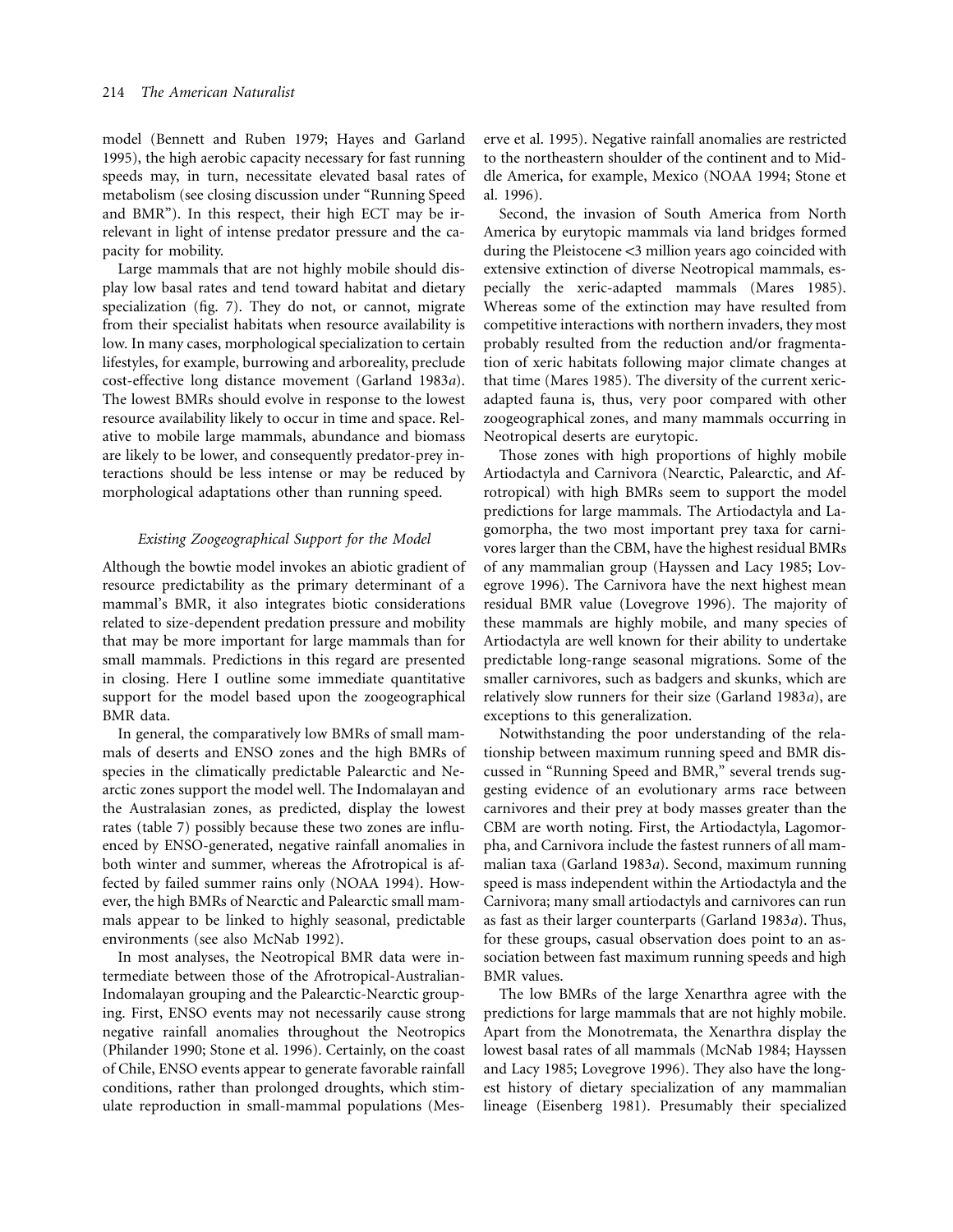model (Bennett and Ruben 1979; Hayes and Garland 1995), the high aerobic capacity necessary for fast running speeds may, in turn, necessitate elevated basal rates of metabolism (see closing discussion under "Running Speed and BMR"). In this respect, their high ECT may be irrelevant in light of intense predator pressure and the capacity for mobility.

Large mammals that are not highly mobile should display low basal rates and tend toward habitat and dietary specialization (fig. 7). They do not, or cannot, migrate from their specialist habitats when resource availability is low. In many cases, morphological specialization to certain lifestyles, for example, burrowing and arboreality, preclude cost-effective long distance movement (Garland 1983*a*). The lowest BMRs should evolve in response to the lowest resource availability likely to occur in time and space. Relative to mobile large mammals, abundance and biomass are likely to be lower, and consequently predator-prey interactions should be less intense or may be reduced by morphological adaptations other than running speed.

### *Existing Zoogeographical Support for the Model*

Although the bowtie model invokes an abiotic gradient of resource predictability as the primary determinant of a mammal's BMR, it also integrates biotic considerations related to size-dependent predation pressure and mobility that may be more important for large mammals than for small mammals. Predictions in this regard are presented in closing. Here I outline some immediate quantitative support for the model based upon the zoogeographical BMR data.

In general, the comparatively low BMRs of small mammals of deserts and ENSO zones and the high BMRs of species in the climatically predictable Palearctic and Nearctic zones support the model well. The Indomalayan and the Australasian zones, as predicted, display the lowest rates (table 7) possibly because these two zones are influenced by ENSO-generated, negative rainfall anomalies in both winter and summer, whereas the Afrotropical is affected by failed summer rains only (NOAA 1994). However, the high BMRs of Nearctic and Palearctic small mammals appear to be linked to highly seasonal, predictable environments (see also McNab 1992).

In most analyses, the Neotropical BMR data were intermediate between those of the Afrotropical-Australian-Indomalayan grouping and the Palearctic-Nearctic grouping. First, ENSO events may not necessarily cause strong negative rainfall anomalies throughout the Neotropics (Philander 1990; Stone et al. 1996). Certainly, on the coast of Chile, ENSO events appear to generate favorable rainfall conditions, rather than prolonged droughts, which stimulate reproduction in small-mammal populations (Meserve et al. 1995). Negative rainfall anomalies are restricted to the northeastern shoulder of the continent and to Middle America, for example, Mexico (NOAA 1994; Stone et al. 1996).

Second, the invasion of South America from North America by eurytopic mammals via land bridges formed during the Pleistocene <3 million years ago coincided with extensive extinction of diverse Neotropical mammals, especially the xeric-adapted mammals (Mares 1985). Whereas some of the extinction may have resulted from competitive interactions with northern invaders, they most probably resulted from the reduction and/or fragmentation of xeric habitats following major climate changes at that time (Mares 1985). The diversity of the current xeric-adapted fauna is, thus, very poor compared with other zoogeographical zones, and many mammals occurring in Neotropical deserts are eurytopic.

Those zones with high proportions of highly mobile Artiodactyla and Carnivora (Nearctic, Palearctic, and Afrotropical) with high BMRs seem to support the model predictions for large mammals. The Artiodactyla and Lagomorpha, the two most important prey taxa for carnivores larger than the CBM, have the highest residual BMRs of any mammalian group (Hayssen and Lacy 1985; Lovegrove 1996). The Carnivora have the next highest mean residual BMR value (Lovegrove 1996). The majority of these mammals are highly mobile, and many species of Artiodactyla are well known for their ability to undertake predictable long-range seasonal migrations. Some of the smaller carnivores, such as badgers and skunks, which are relatively slow runners for their size (Garland 1983*a*), are exceptions to this generalization.

Notwithstanding the poor understanding of the relationship between maximum running speed and BMR discussed in "Running Speed and BMR," several trends suggesting evidence of an evolutionary arms race between carnivores and their prey at body masses greater than the CBM are worth noting. First, the Artiodactyla, Lagomorpha, and Carnivora include the fastest runners of all mammalian taxa (Garland 1983*a*). Second, maximum running speed is mass independent within the Artiodactyla and the Carnivora; many small artiodactyls and carnivores can run as fast as their larger counterparts (Garland 1983*a*). Thus, for these groups, casual observation does point to an association between fast maximum running speeds and high BMR values.

The low BMRs of the large Xenarthra agree with the predictions for large mammals that are not highly mobile. Apart from the Monotremata, the Xenarthra display the lowest basal rates of all mammals (McNab 1984; Hayssen and Lacy 1985; Lovegrove 1996). They also have the longest history of dietary specialization of any mammalian lineage (Eisenberg 1981). Presumably their specialized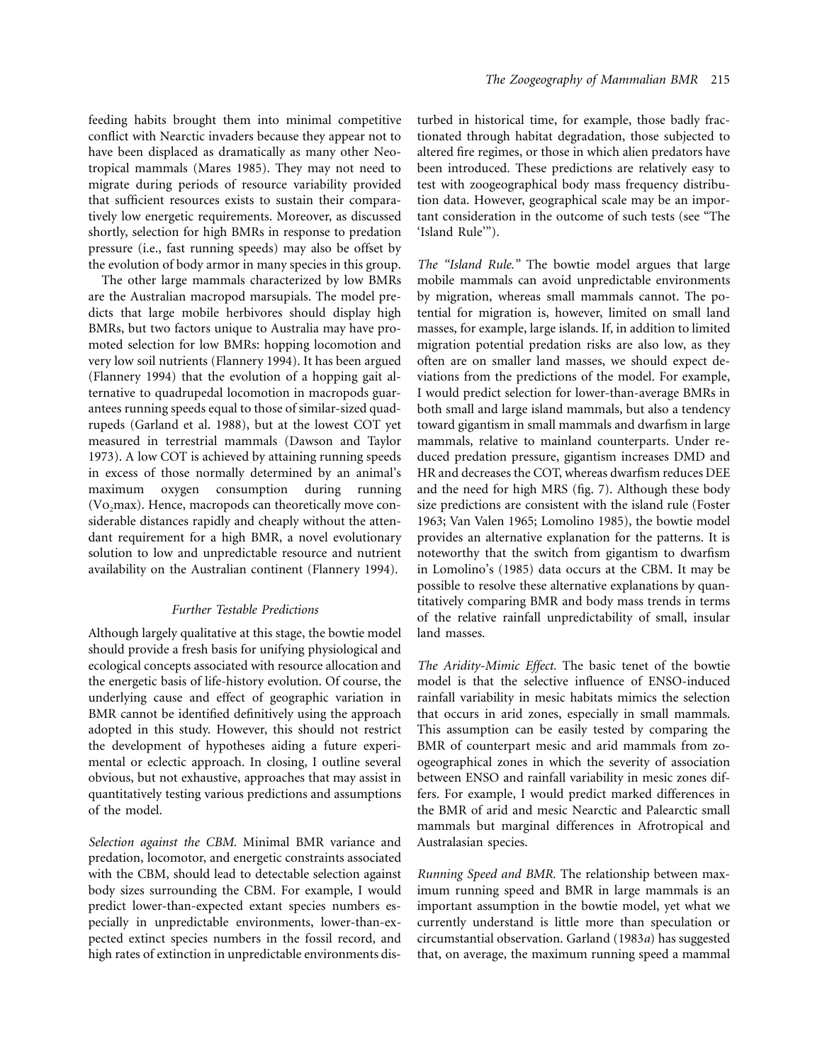feeding habits brought them into minimal competitive conflict with Nearctic invaders because they appear not to have been displaced as dramatically as many other Neotropical mammals (Mares 1985). They may not need to migrate during periods of resource variability provided that sufficient resources exists to sustain their comparatively low energetic requirements. Moreover, as discussed shortly, selection for high BMRs in response to predation pressure (i.e., fast running speeds) may also be offset by the evolution of body armor in many species in this group.

The other large mammals characterized by low BMRs are the Australian macropod marsupials. The model predicts that large mobile herbivores should display high BMRs, but two factors unique to Australia may have promoted selection for low BMRs: hopping locomotion and very low soil nutrients (Flannery 1994). It has been argued (Flannery 1994) that the evolution of a hopping gait alternative to quadrupedal locomotion in macropods guarantees running speeds equal to those of similar-sized quadrupeds (Garland et al. 1988), but at the lowest COT yet measured in terrestrial mammals (Dawson and Taylor 1973). A low COT is achieved by attaining running speeds in excess of those normally determined by an animal's maximum oxygen consumption during running ($Vo_2$max). Hence, macropods can theoretically move considerable distances rapidly and cheaply without the attendant requirement for a high BMR, a novel evolutionary solution to low and unpredictable resource and nutrient availability on the Australian continent (Flannery 1994).

## *Further Testable Predictions*

Although largely qualitative at this stage, the bowtie model should provide a fresh basis for unifying physiological and ecological concepts associated with resource allocation and the energetic basis of life-history evolution. Of course, the underlying cause and effect of geographic variation in BMR cannot be identified definitively using the approach adopted in this study. However, this should not restrict the development of hypotheses aiding a future experimental or eclectic approach. In closing, I outline several obvious, but not exhaustive, approaches that may assist in quantitatively testing various predictions and assumptions of the model.

*Selection against the CBM.* Minimal BMR variance and predation, locomotor, and energetic constraints associated with the CBM, should lead to detectable selection against body sizes surrounding the CBM. For example, I would predict lower-than-expected extant species numbers especially in unpredictable environments, lower-than-expected extinct species numbers in the fossil record, and high rates of extinction in unpredictable environments disturbed in historical time, for example, those badly fractionated through habitat degradation, those subjected to altered fire regimes, or those in which alien predators have been introduced. These predictions are relatively easy to test with zoogeographical body mass frequency distribution data. However, geographical scale may be an important consideration in the outcome of such tests (see "The 'Island Rule'").

*The "Island Rule."* The bowtie model argues that large mobile mammals can avoid unpredictable environments by migration, whereas small mammals cannot. The potential for migration is, however, limited on small land masses, for example, large islands. If, in addition to limited migration potential predation risks are also low, as they often are on smaller land masses, we should expect deviations from the predictions of the model. For example, I would predict selection for lower-than-average BMRs in both small and large island mammals, but also a tendency toward gigantism in small mammals and dwarfism in large mammals, relative to mainland counterparts. Under reduced predation pressure, gigantism increases DMD and HR and decreases the COT, whereas dwarfism reduces DEE and the need for high MRS (fig. 7). Although these body size predictions are consistent with the island rule (Foster 1963; Van Valen 1965; Lomolino 1985), the bowtie model provides an alternative explanation for the patterns. It is noteworthy that the switch from gigantism to dwarfism in Lomolino's (1985) data occurs at the CBM. It may be possible to resolve these alternative explanations by quantitatively comparing BMR and body mass trends in terms of the relative rainfall unpredictability of small, insular land masses.

*The Aridity-Mimic Effect.* The basic tenet of the bowtie model is that the selective influence of ENSO-induced rainfall variability in mesic habitats mimics the selection that occurs in arid zones, especially in small mammals. This assumption can be easily tested by comparing the BMR of counterpart mesic and arid mammals from zoogeographical zones in which the severity of association between ENSO and rainfall variability in mesic zones differs. For example, I would predict marked differences in the BMR of arid and mesic Nearctic and Palearctic small mammals but marginal differences in Afrotropical and Australasian species.

*Running Speed and BMR.* The relationship between maximum running speed and BMR in large mammals is an important assumption in the bowtie model, yet what we currently understand is little more than speculation or circumstantial observation. Garland (1983*a*) has suggested that, on average, the maximum running speed a mammal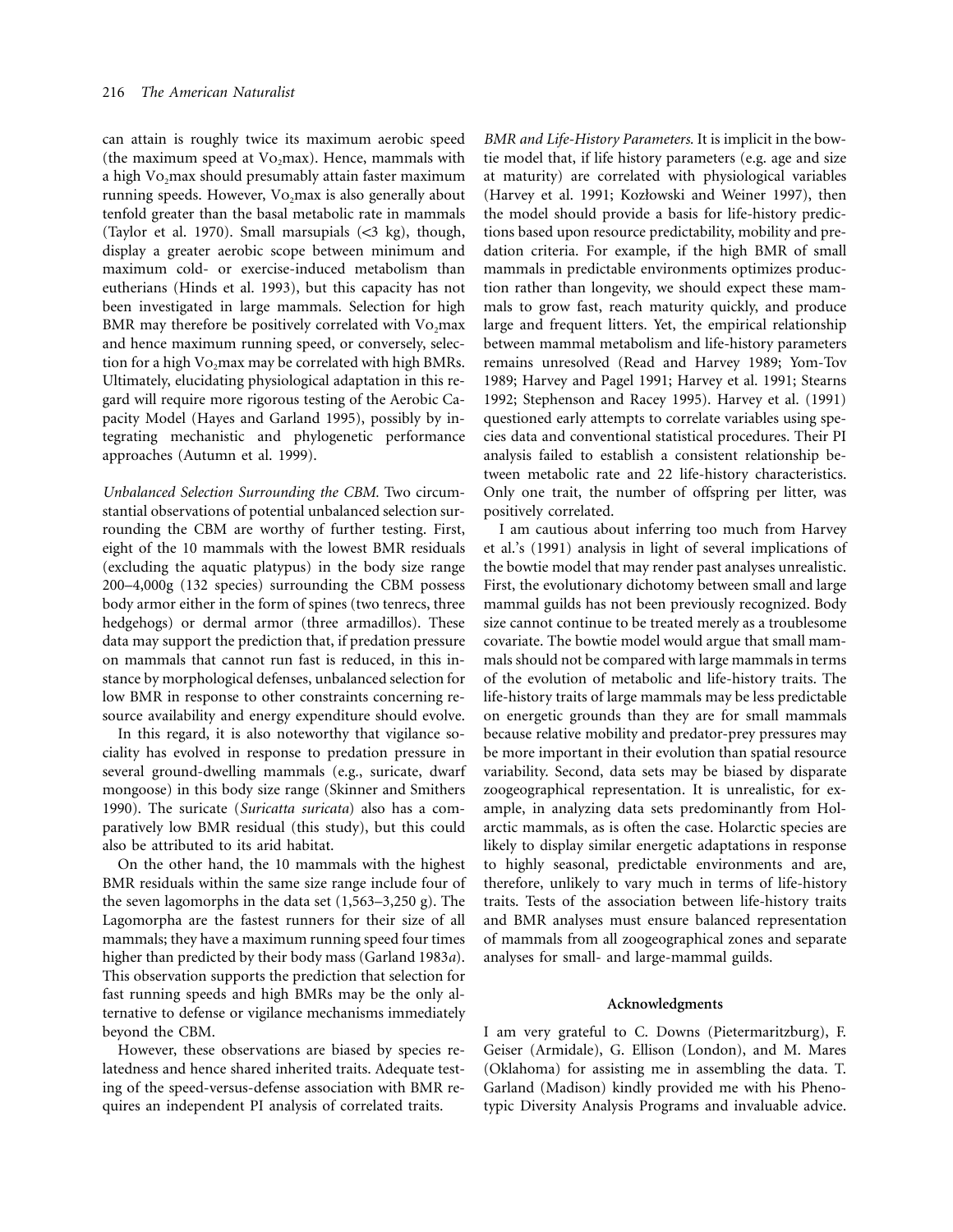can attain is roughly twice its maximum aerobic speed (the maximum speed at $Vo_2$max). Hence, mammals with a high $Vo_2$max should presumably attain faster maximum running speeds. However, $Vo_2$max is also generally about tenfold greater than the basal metabolic rate in mammals (Taylor et al. 1970). Small marsupials (<3 kg), though, display a greater aerobic scope between minimum and maximum cold- or exercise-induced metabolism than eutherians (Hinds et al. 1993), but this capacity has not been investigated in large mammals. Selection for high BMR may therefore be positively correlated with $Vo_2$max and hence maximum running speed, or conversely, selection for a high $Vo_2$max may be correlated with high BMRs. Ultimately, elucidating physiological adaptation in this regard will require more rigorous testing of the Aerobic Capacity Model (Hayes and Garland 1995), possibly by integrating mechanistic and phylogenetic performance approaches (Autumn et al. 1999).

*Unbalanced Selection Surrounding the CBM.* Two circumstantial observations of potential unbalanced selection surrounding the CBM are worthy of further testing. First, eight of the 10 mammals with the lowest BMR residuals (excluding the aquatic platypus) in the body size range 200–4,000g (132 species) surrounding the CBM possess body armor either in the form of spines (two tenrecs, three hedgehogs) or dermal armor (three armadillos). These data may support the prediction that, if predation pressure on mammals that cannot run fast is reduced, in this instance by morphological defenses, unbalanced selection for low BMR in response to other constraints concerning resource availability and energy expenditure should evolve.

In this regard, it is also noteworthy that vigilance sociality has evolved in response to predation pressure in several ground-dwelling mammals (e.g., suricate, dwarf mongoose) in this body size range (Skinner and Smithers 1990). The suricate (*Suricatta suricata*) also has a comparatively low BMR residual (this study), but this could also be attributed to its arid habitat.

On the other hand, the 10 mammals with the highest BMR residuals within the same size range include four of the seven lagomorphs in the data set (1,563–3,250 g). The Lagomorpha are the fastest runners for their size of all mammals; they have a maximum running speed four times higher than predicted by their body mass (Garland 1983*a*). This observation supports the prediction that selection for fast running speeds and high BMRs may be the only alternative to defense or vigilance mechanisms immediately beyond the CBM.

However, these observations are biased by species relatedness and hence shared inherited traits. Adequate testing of the speed-versus-defense association with BMR requires an independent PI analysis of correlated traits.

*BMR and Life-History Parameters.* It is implicit in the bowtie model that, if life history parameters (e.g. age and size at maturity) are correlated with physiological variables (Harvey et al. 1991; Kozłowski and Weiner 1997), then the model should provide a basis for life-history predictions based upon resource predictability, mobility and predation criteria. For example, if the high BMR of small mammals in predictable environments optimizes production rather than longevity, we should expect these mammals to grow fast, reach maturity quickly, and produce large and frequent litters. Yet, the empirical relationship between mammal metabolism and life-history parameters remains unresolved (Read and Harvey 1989; Yom-Tov 1989; Harvey and Pagel 1991; Harvey et al. 1991; Stearns 1992; Stephenson and Racey 1995). Harvey et al. (1991) questioned early attempts to correlate variables using species data and conventional statistical procedures. Their PI analysis failed to establish a consistent relationship between metabolic rate and 22 life-history characteristics. Only one trait, the number of offspring per litter, was positively correlated.

I am cautious about inferring too much from Harvey et al.'s (1991) analysis in light of several implications of the bowtie model that may render past analyses unrealistic. First, the evolutionary dichotomy between small and large mammal guilds has not been previously recognized. Body size cannot continue to be treated merely as a troublesome covariate. The bowtie model would argue that small mammals should not be compared with large mammals in terms of the evolution of metabolic and life-history traits. The life-history traits of large mammals may be less predictable on energetic grounds than they are for small mammals because relative mobility and predator-prey pressures may be more important in their evolution than spatial resource variability. Second, data sets may be biased by disparate zoogeographical representation. It is unrealistic, for example, in analyzing data sets predominantly from Holarctic mammals, as is often the case. Holarctic species are likely to display similar energetic adaptations in response to highly seasonal, predictable environments and are, therefore, unlikely to vary much in terms of life-history traits. Tests of the association between life-history traits and BMR analyses must ensure balanced representation of mammals from all zoogeographical zones and separate analyses for small- and large-mammal guilds.

## Acknowledgments

I am very grateful to C. Downs (Pietermaritzburg), F. Geiser (Armidale), G. Ellison (London), and M. Mares (Oklahoma) for assisting me in assembling the data. T. Garland (Madison) kindly provided me with his Phenotypic Diversity Analysis Programs and invaluable advice.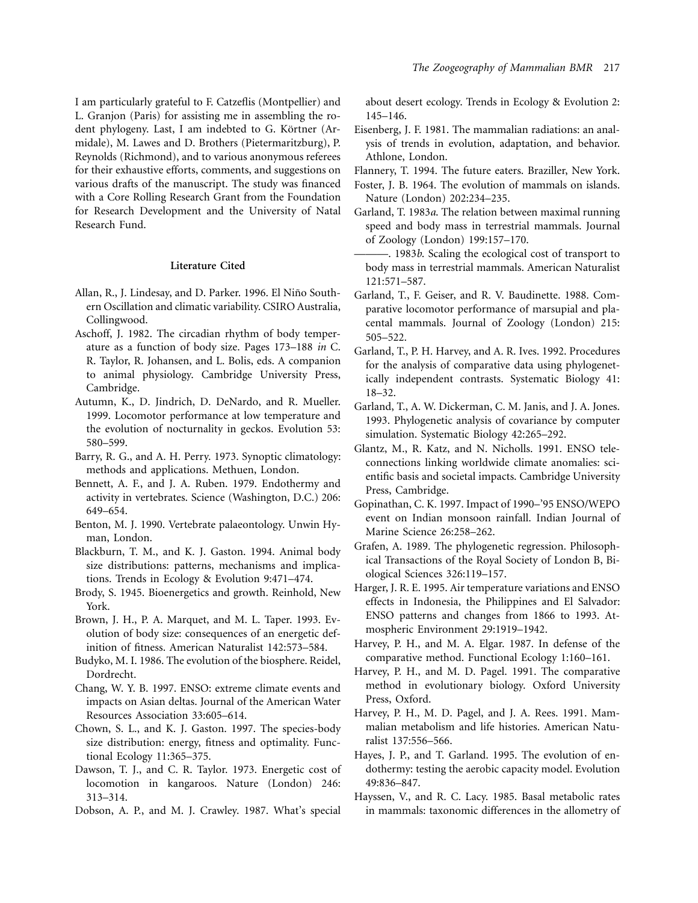I am particularly grateful to F. Catzeflis (Montpellier) and L. Granjon (Paris) for assisting me in assembling the rodent phylogeny. Last, I am indebted to G. Körtner (Armidale), M. Lawes and D. Brothers (Pietermaritzburg), P. Reynolds (Richmond), and to various anonymous referees for their exhaustive efforts, comments, and suggestions on various drafts of the manuscript. The study was financed with a Core Rolling Research Grant from the Foundation for Research Development and the University of Natal Research Fund.

## Literature Cited

Allan, R., J. Lindesay, and D. Parker. 1996. El Niño Southern Oscillation and climatic variability. CSIRO Australia, Collingwood.

Aschoff, J. 1982. The circadian rhythm of body temperature as a function of body size. Pages 173–188 *in* C. R. Taylor, R. Johansen, and L. Bolis, eds. A companion to animal physiology. Cambridge University Press, Cambridge.

Autumn, K., D. Jindrich, D. DeNardo, and R. Mueller. 1999. Locomotor performance at low temperature and the evolution of nocturnality in geckos. Evolution 53: 580–599.

Barry, R. G., and A. H. Perry. 1973. Synoptic climatology: methods and applications. Methuen, London.

Bennett, A. F., and J. A. Ruben. 1979. Endothermy and activity in vertebrates. Science (Washington, D.C.) 206: 649–654.

Benton, M. J. 1990. Vertebrate palaeontology. Unwin Hyman, London.

Blackburn, T. M., and K. J. Gaston. 1994. Animal body size distributions: patterns, mechanisms and implications. Trends in Ecology & Evolution 9:471–474.

Brody, S. 1945. Bioenergetics and growth. Reinhold, New York.

Brown, J. H., P. A. Marquet, and M. L. Taper. 1993. Evolution of body size: consequences of an energetic definition of fitness. American Naturalist 142:573–584.

Budyko, M. I. 1986. The evolution of the biosphere. Reidel, Dordrecht.

Chang, W. Y. B. 1997. ENSO: extreme climate events and impacts on Asian deltas. Journal of the American Water Resources Association 33:605–614.

Chown, S. L., and K. J. Gaston. 1997. The species-body size distribution: energy, fitness and optimality. Functional Ecology 11:365–375.

Dawson, T. J., and C. R. Taylor. 1973. Energetic cost of locomotion in kangaroos. Nature (London) 246: 313–314.

Dobson, A. P., and M. J. Crawley. 1987. What's special about desert ecology. Trends in Ecology & Evolution 2: 145–146.

Eisenberg, J. F. 1981. The mammalian radiations: an analysis of trends in evolution, adaptation, and behavior. Athlone, London.

Flannery, T. 1994. The future eaters. Braziller, New York.

Foster, J. B. 1964. The evolution of mammals on islands. Nature (London) 202:234–235.

Garland, T. 1983*a*. The relation between maximal running speed and body mass in terrestrial mammals. Journal of Zoology (London) 199:157–170.

———. 1983*b*. Scaling the ecological cost of transport to body mass in terrestrial mammals. American Naturalist 121:571–587.

Garland, T., F. Geiser, and R. V. Baudinette. 1988. Comparative locomotor performance of marsupial and placental mammals. Journal of Zoology (London) 215: 505–522.

Garland, T., P. H. Harvey, and A. R. Ives. 1992. Procedures for the analysis of comparative data using phylogenetically independent contrasts. Systematic Biology 41: 18–32.

Garland, T., A. W. Dickerman, C. M. Janis, and J. A. Jones. 1993. Phylogenetic analysis of covariance by computer simulation. Systematic Biology 42:265–292.

Glantz, M., R. Katz, and N. Nicholls. 1991. ENSO teleconnections linking worldwide climate anomalies: scientific basis and societal impacts. Cambridge University Press, Cambridge.

Gopinathan, C. K. 1997. Impact of 1990–'95 ENSO/WEPO event on Indian monsoon rainfall. Indian Journal of Marine Science 26:258–262.

Grafen, A. 1989. The phylogenetic regression. Philosophical Transactions of the Royal Society of London B, Biological Sciences 326:119–157.

Harger, J. R. E. 1995. Air temperature variations and ENSO effects in Indonesia, the Philippines and El Salvador: ENSO patterns and changes from 1866 to 1993. Atmospheric Environment 29:1919–1942.

Harvey, P. H., and M. A. Elgar. 1987. In defense of the comparative method. Functional Ecology 1:160–161.

Harvey, P. H., and M. D. Pagel. 1991. The comparative method in evolutionary biology. Oxford University Press, Oxford.

Harvey, P. H., M. D. Pagel, and J. A. Rees. 1991. Mammalian metabolism and life histories. American Naturalist 137:556–566.

Hayes, J. P., and T. Garland. 1995. The evolution of endothermy: testing the aerobic capacity model. Evolution 49:836–847.

Hayssen, V., and R. C. Lacy. 1985. Basal metabolic rates in mammals: taxonomic differences in the allometry of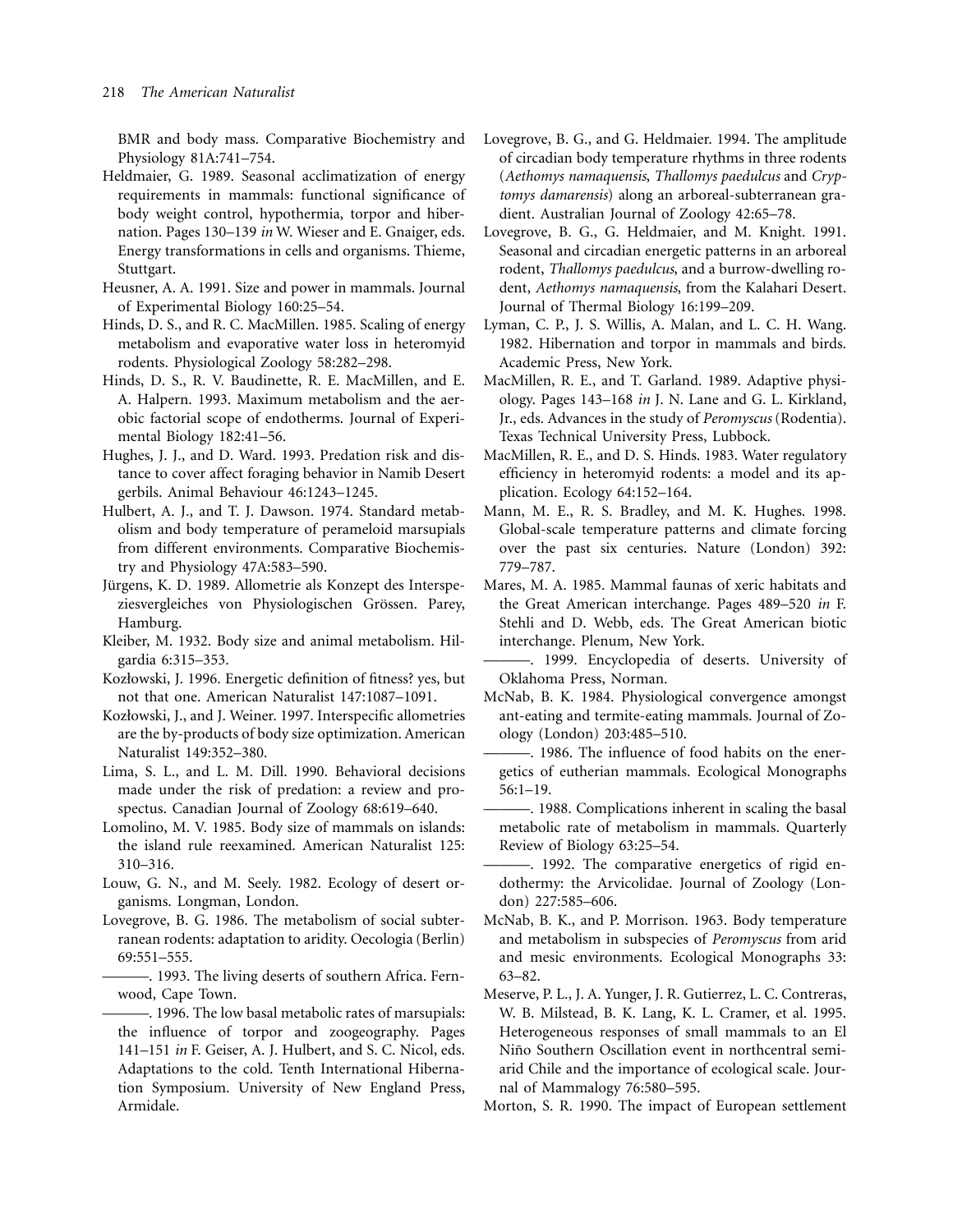BMR and body mass. Comparative Biochemistry and Physiology 81A:741–754.

Heldmaier, G. 1989. Seasonal acclimatization of energy requirements in mammals: functional significance of body weight control, hypothermia, torpor and hibernation. Pages 130–139 *in* W. Wieser and E. Gnaiger, eds. Energy transformations in cells and organisms. Thieme, Stuttgart.

Heusner, A. A. 1991. Size and power in mammals. Journal of Experimental Biology 160:25–54.

Hinds, D. S., and R. C. MacMillen. 1985. Scaling of energy metabolism and evaporative water loss in heteromyid rodents. Physiological Zoology 58:282–298.

Hinds, D. S., R. V. Baudinette, R. E. MacMillen, and E. A. Halpern. 1993. Maximum metabolism and the aerobic factorial scope of endotherms. Journal of Experimental Biology 182:41–56.

Hughes, J. J., and D. Ward. 1993. Predation risk and distance to cover affect foraging behavior in Namib Desert gerbils. Animal Behaviour 46:1243–1245.

Hulbert, A. J., and T. J. Dawson. 1974. Standard metabolism and body temperature of perameloid marsupials from different environments. Comparative Biochemistry and Physiology 47A:583–590.

Jürgens, K. D. 1989. Allometrie als Konzept des Interspeziesvergleiches von Physiologischen Grössen. Parey, Hamburg.

Kleiber, M. 1932. Body size and animal metabolism. Hilgardia 6:315–353.

Kozłowski, J. 1996. Energetic definition of fitness? yes, but not that one. American Naturalist 147:1087–1091.

Kozłowski, J., and J. Weiner. 1997. Interspecific allometries are the by-products of body size optimization. American Naturalist 149:352–380.

Lima, S. L., and L. M. Dill. 1990. Behavioral decisions made under the risk of predation: a review and prospectus. Canadian Journal of Zoology 68:619–640.

Lomolino, M. V. 1985. Body size of mammals on islands: the island rule reexamined. American Naturalist 125: 310–316.

Louw, G. N., and M. Seely. 1982. Ecology of desert organisms. Longman, London.

Lovegrove, B. G. 1986. The metabolism of social subterranean rodents: adaptation to aridity. Oecologia (Berlin) 69:551–555.

———. 1993. The living deserts of southern Africa. Fernwood, Cape Town.

———. 1996. The low basal metabolic rates of marsupials: the influence of torpor and zoogeography. Pages 141–151 *in* F. Geiser, A. J. Hulbert, and S. C. Nicol, eds. Adaptations to the cold. Tenth International Hibernation Symposium. University of New England Press, Armidale.

Lovegrove, B. G., and G. Heldmaier. 1994. The amplitude of circadian body temperature rhythms in three rodents (*Aethomys namaquensis*, *Thallomys paedulcus* and *Cryptomys damarensis*) along an arboreal-subterranean gradient. Australian Journal of Zoology 42:65–78.

Lovegrove, B. G., G. Heldmaier, and M. Knight. 1991. Seasonal and circadian energetic patterns in an arboreal rodent, *Thallomys paedulcus*, and a burrow-dwelling rodent, *Aethomys namaquensis*, from the Kalahari Desert. Journal of Thermal Biology 16:199–209.

Lyman, C. P., J. S. Willis, A. Malan, and L. C. H. Wang. 1982. Hibernation and torpor in mammals and birds. Academic Press, New York.

MacMillen, R. E., and T. Garland. 1989. Adaptive physiology. Pages 143–168 *in* J. N. Lane and G. L. Kirkland, Jr., eds. Advances in the study of *Peromyscus* (Rodentia). Texas Technical University Press, Lubbock.

MacMillen, R. E., and D. S. Hinds. 1983. Water regulatory efficiency in heteromyid rodents: a model and its application. Ecology 64:152–164.

Mann, M. E., R. S. Bradley, and M. K. Hughes. 1998. Global-scale temperature patterns and climate forcing over the past six centuries. Nature (London) 392: 779–787.

Mares, M. A. 1985. Mammal faunas of xeric habitats and the Great American interchange. Pages 489–520 *in* F. Stehli and D. Webb, eds. The Great American biotic interchange. Plenum, New York.

———. 1999. Encyclopedia of deserts. University of Oklahoma Press, Norman.

McNab, B. K. 1984. Physiological convergence amongst ant-eating and termite-eating mammals. Journal of Zoology (London) 203:485–510.

———. 1986. The influence of food habits on the energetics of eutherian mammals. Ecological Monographs 56:1–19.

———. 1988. Complications inherent in scaling the basal metabolic rate of metabolism in mammals. Quarterly Review of Biology 63:25–54.

———. 1992. The comparative energetics of rigid endothermy: the Arvicolidae. Journal of Zoology (London) 227:585–606.

McNab, B. K., and P. Morrison. 1963. Body temperature and metabolism in subspecies of *Peromyscus* from arid and mesic environments. Ecological Monographs 33: 63–82.

Meserve, P. L., J. A. Yunger, J. R. Gutierrez, L. C. Contreras, W. B. Milstead, B. K. Lang, K. L. Cramer, et al. 1995. Heterogeneous responses of small mammals to an El Niño Southern Oscillation event in northcentral semiarid Chile and the importance of ecological scale. Journal of Mammalogy 76:580–595.

Morton, S. R. 1990. The impact of European settlement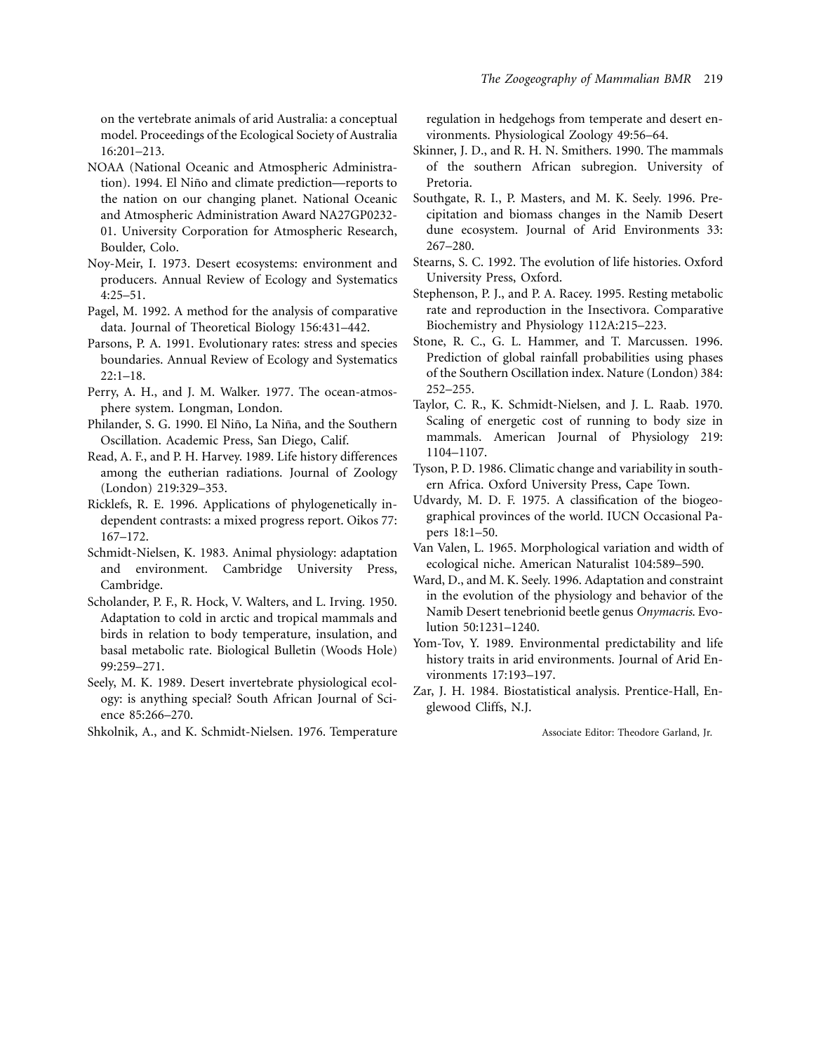on the vertebrate animals of arid Australia: a conceptual model. Proceedings of the Ecological Society of Australia 16:201–213.

NOAA (National Oceanic and Atmospheric Administration). 1994. El Niño and climate prediction—reports to the nation on our changing planet. National Oceanic and Atmospheric Administration Award NA27GP0232-01. University Corporation for Atmospheric Research, Boulder, Colo.

Noy-Meir, I. 1973. Desert ecosystems: environment and producers. Annual Review of Ecology and Systematics 4:25–51.

Pagel, M. 1992. A method for the analysis of comparative data. Journal of Theoretical Biology 156:431–442.

Parsons, P. A. 1991. Evolutionary rates: stress and species boundaries. Annual Review of Ecology and Systematics 22:1–18.

Perry, A. H., and J. M. Walker. 1977. The ocean-atmosphere system. Longman, London.

Philander, S. G. 1990. El Niño, La Niña, and the Southern Oscillation. Academic Press, San Diego, Calif.

Read, A. F., and P. H. Harvey. 1989. Life history differences among the eutherian radiations. Journal of Zoology (London) 219:329–353.

Ricklefs, R. E. 1996. Applications of phylogenetically independent contrasts: a mixed progress report. Oikos 77: 167–172.

Schmidt-Nielsen, K. 1983. Animal physiology: adaptation and environment. Cambridge University Press, Cambridge.

Scholander, P. F., R. Hock, V. Walters, and L. Irving. 1950. Adaptation to cold in arctic and tropical mammals and birds in relation to body temperature, insulation, and basal metabolic rate. Biological Bulletin (Woods Hole) 99:259–271.

Seely, M. K. 1989. Desert invertebrate physiological ecology: is anything special? South African Journal of Science 85:266–270.

Shkolnik, A., and K. Schmidt-Nielsen. 1976. Temperature regulation in hedgehogs from temperate and desert environments. Physiological Zoology 49:56–64.

Skinner, J. D., and R. H. N. Smithers. 1990. The mammals of the southern African subregion. University of Pretoria.

Southgate, R. I., P. Masters, and M. K. Seely. 1996. Precipitation and biomass changes in the Namib Desert dune ecosystem. Journal of Arid Environments 33: 267–280.

Stearns, S. C. 1992. The evolution of life histories. Oxford University Press, Oxford.

Stephenson, P. J., and P. A. Racey. 1995. Resting metabolic rate and reproduction in the Insectivora. Comparative Biochemistry and Physiology 112A:215–223.

Stone, R. C., G. L. Hammer, and T. Marcussen. 1996. Prediction of global rainfall probabilities using phases of the Southern Oscillation index. Nature (London) 384: 252–255.

Taylor, C. R., K. Schmidt-Nielsen, and J. L. Raab. 1970. Scaling of energetic cost of running to body size in mammals. American Journal of Physiology 219: 1104–1107.

Tyson, P. D. 1986. Climatic change and variability in southern Africa. Oxford University Press, Cape Town.

Udvardy, M. D. F. 1975. A classification of the biogeographical provinces of the world. IUCN Occasional Papers 18:1–50.

Van Valen, L. 1965. Morphological variation and width of ecological niche. American Naturalist 104:589–590.

Ward, D., and M. K. Seely. 1996. Adaptation and constraint in the evolution of the physiology and behavior of the Namib Desert tenebrionid beetle genus *Onymacris*. Evolution 50:1231–1240.

Yom-Tov, Y. 1989. Environmental predictability and life history traits in arid environments. Journal of Arid Environments 17:193–197.

Zar, J. H. 1984. Biostatistical analysis. Prentice-Hall, Englewood Cliffs, N.J.

Associate Editor: Theodore Garland, Jr.